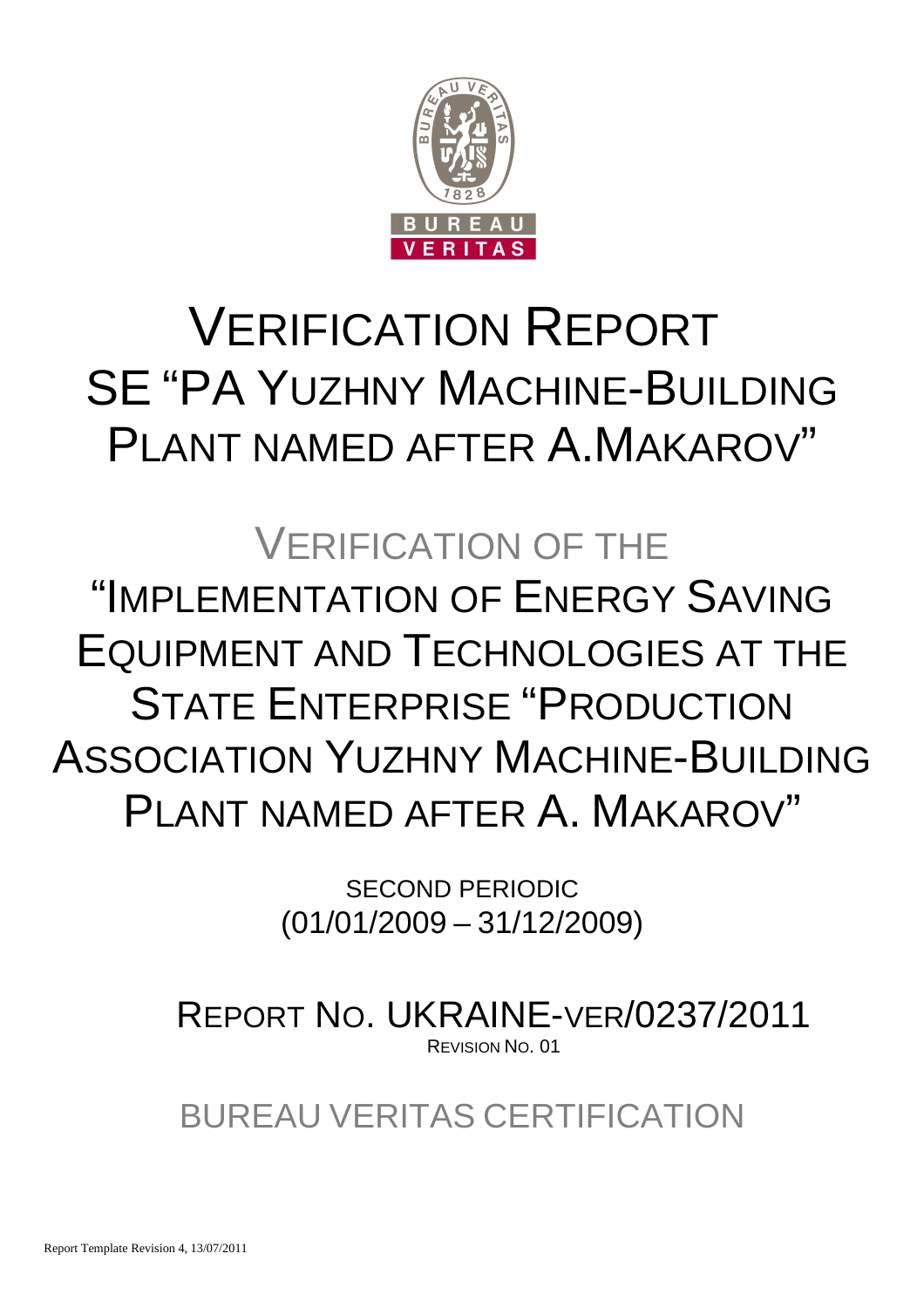# VERIFICATION REPORT SE "PA YUZHNY MACHINE-BUILDING PLANT NAMED AFTER A.MAKAROV"

## VERIFICATION OF THE "IMPLEMENTATION OF ENERGY SAVING EQUIPMENT AND TECHNOLOGIES AT THE STATE ENTERPRISE "PRODUCTION ASSOCIATION YUZHNY MACHINE-BUILDING PLANT NAMED AFTER A. MAKAROV"

SECOND PERIODIC
(01/01/2009 – 31/12/2009)

REPORT NO. UKRAINE-VER/0237/2011
REVISION NO. 01

BUREAU VERITAS CERTIFICATION

Report Template Revision 4, 13/07/2011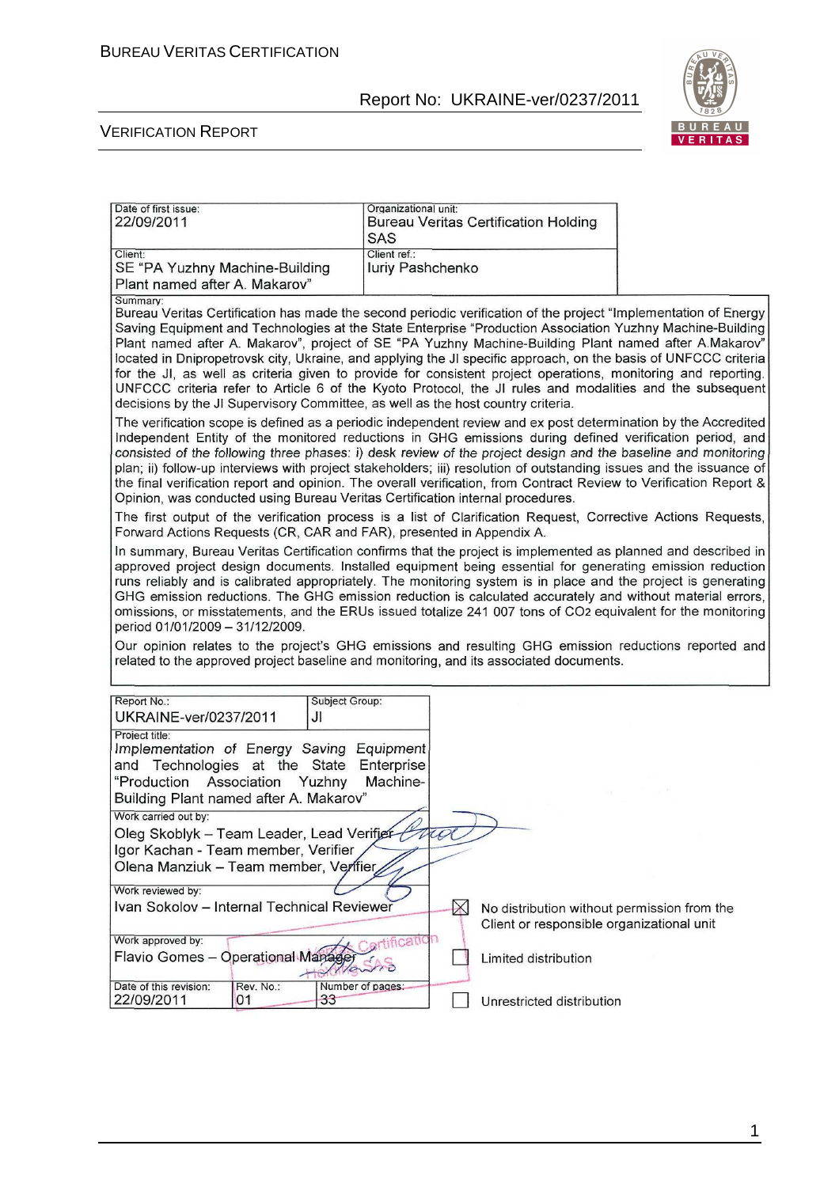| Date of first issue: 22/09/2011 | Organizational unit: Bureau Veritas Certification Holding SAS |
|---|---|
| Client: SE "PA Yuzhny Machine-Building Plant named after A. Makarov" | Client ref.: Iuriy Pashchenko |

Summary:

Bureau Veritas Certification has made the second periodic verification of the project "Implementation of Energy Saving Equipment and Technologies at the State Enterprise "Production Association Yuzhny Machine-Building Plant named after A. Makarov", project of SE "PA Yuzhny Machine-Building Plant named after A.Makarov" located in Dnipropetrovsk city, Ukraine, and applying the JI specific approach, on the basis of UNFCCC criteria for the JI, as well as criteria given to provide for consistent project operations, monitoring and reporting. UNFCCC criteria refer to Article 6 of the Kyoto Protocol, the JI rules and modalities and the subsequent decisions by the JI Supervisory Committee, as well as the host country criteria.

The verification scope is defined as a periodic independent review and ex post determination by the Accredited Independent Entity of the monitored reductions in GHG emissions during defined verification period, and consisted of the following three phases: i) desk review of the project design and the baseline and monitoring plan; ii) follow-up interviews with project stakeholders; iii) resolution of outstanding issues and the issuance of the final verification report and opinion. The overall verification, from Contract Review to Verification Report & Opinion, was conducted using Bureau Veritas Certification internal procedures.

The first output of the verification process is a list of Clarification Request, Corrective Actions Requests, Forward Actions Requests (CR, CAR and FAR), presented in Appendix A.

In summary, Bureau Veritas Certification confirms that the project is implemented as planned and described in approved project design documents. Installed equipment being essential for generating emission reduction runs reliably and is calibrated appropriately. The monitoring system is in place and the project is generating GHG emission reductions. The GHG emission reduction is calculated accurately and without material errors, omissions, or misstatements, and the ERUs issued totalize 241 007 tons of $CO_2$ equivalent for the monitoring period 01/01/2009 – 31/12/2009.

Our opinion relates to the project's GHG emissions and resulting GHG emission reductions reported and related to the approved project baseline and monitoring, and its associated documents.

| Report No.: UKRAINE-ver/0237/2011 | Subject Group: JI | |
|---|---|---|
| Project title: *Implementation of Energy Saving Equipment and Technologies at the State Enterprise "Production Association Yuzhny Machine-Building Plant named after A. Makarov"* | | |
| Work carried out by: Oleg Skoblyk – Team Leader, Lead Verifier; Igor Kachan - Team member, Verifier; Olena Manziuk – Team member, Verifier | | |
| Work reviewed by: Ivan Sokolov – Internal Technical Reviewer | | |
| Work approved by: Flavio Gomes – Operational Manager | | |
| Date of this revision: 22/09/2011 | Rev. No.: 01 | Number of pages: 33 |

- [x] No distribution without permission from the Client or responsible organizational unit
- [ ] Limited distribution
- [ ] Unrestricted distribution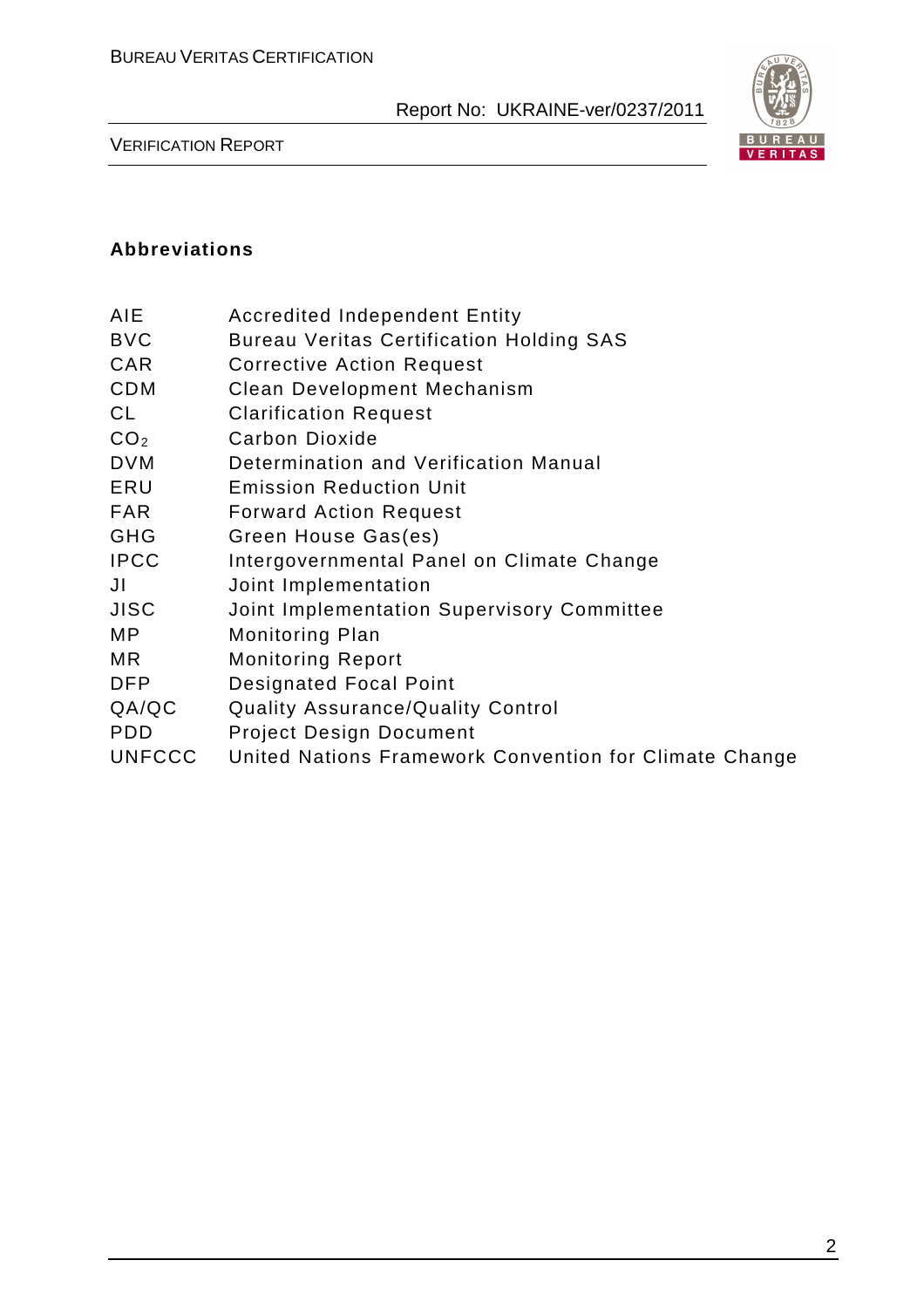## Abbreviations

| | |
|---|---|
| AIE | Accredited Independent Entity |
| BVC | Bureau Veritas Certification Holding SAS |
| CAR | Corrective Action Request |
| CDM | Clean Development Mechanism |
| CL | Clarification Request |
| $CO_2$ | Carbon Dioxide |
| DVM | Determination and Verification Manual |
| ERU | Emission Reduction Unit |
| FAR | Forward Action Request |
| GHG | Green House Gas(es) |
| IPCC | Intergovernmental Panel on Climate Change |
| JI | Joint Implementation |
| JISC | Joint Implementation Supervisory Committee |
| MP | Monitoring Plan |
| MR | Monitoring Report |
| DFP | Designated Focal Point |
| QA/QC | Quality Assurance/Quality Control |
| PDD | Project Design Document |
| UNFCCC | United Nations Framework Convention for Climate Change |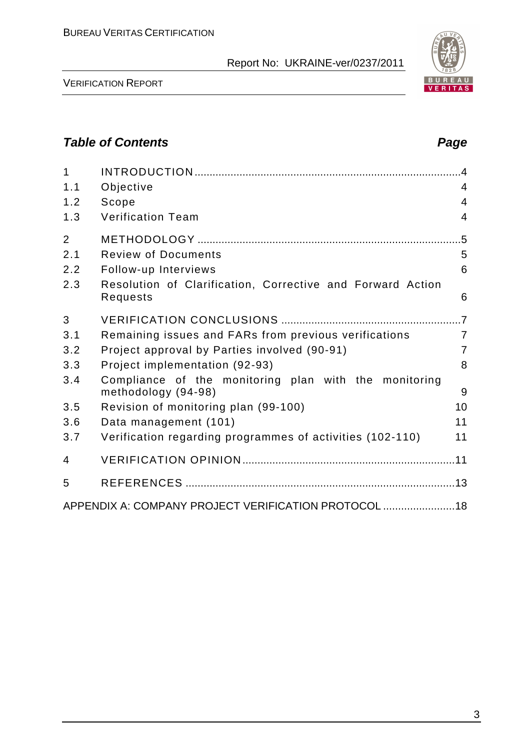## *Table of Contents* *Page*

| | | |
|---|---|---|
| 1 | INTRODUCTION | 4 |
| 1.1 | Objective | 4 |
| 1.2 | Scope | 4 |
| 1.3 | Verification Team | 4 |
| 2 | METHODOLOGY | 5 |
| 2.1 | Review of Documents | 5 |
| 2.2 | Follow-up Interviews | 6 |
| 2.3 | Resolution of Clarification, Corrective and Forward Action Requests | 6 |
| 3 | VERIFICATION CONCLUSIONS | 7 |
| 3.1 | Remaining issues and FARs from previous verifications | 7 |
| 3.2 | Project approval by Parties involved (90-91) | 7 |
| 3.3 | Project implementation (92-93) | 8 |
| 3.4 | Compliance of the monitoring plan with the monitoring methodology (94-98) | 9 |
| 3.5 | Revision of monitoring plan (99-100) | 10 |
| 3.6 | Data management (101) | 11 |
| 3.7 | Verification regarding programmes of activities (102-110) | 11 |
| 4 | VERIFICATION OPINION | 11 |
| 5 | REFERENCES | 13 |
| | APPENDIX A: COMPANY PROJECT VERIFICATION PROTOCOL | 18 |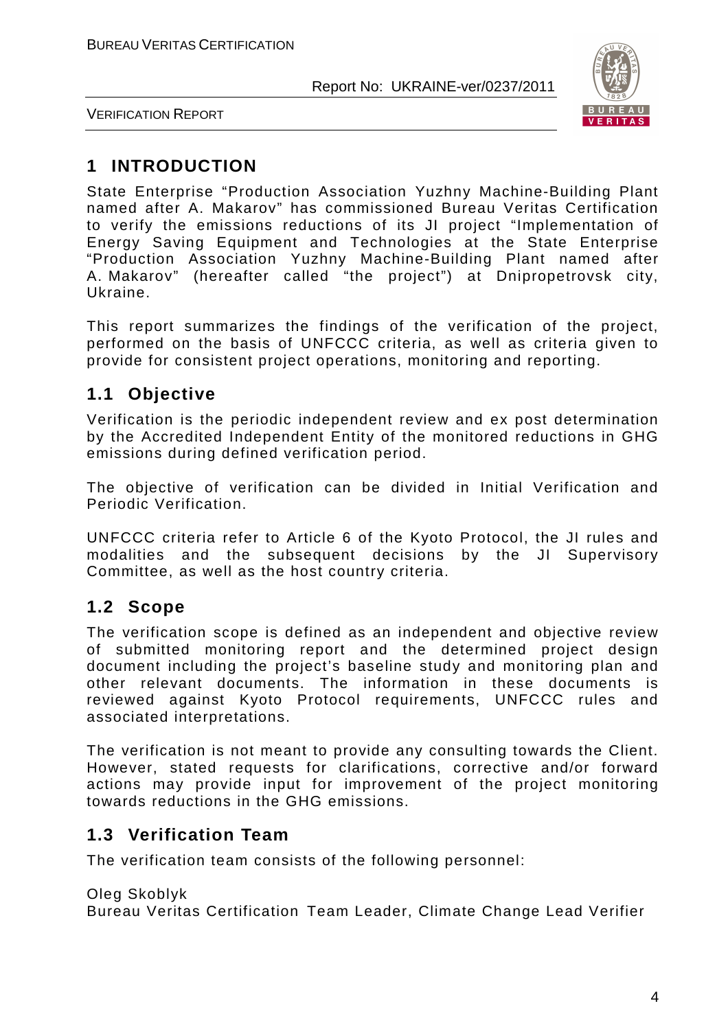# 1 INTRODUCTION

State Enterprise "Production Association Yuzhny Machine-Building Plant named after A. Makarov" has commissioned Bureau Veritas Certification to verify the emissions reductions of its JI project "Implementation of Energy Saving Equipment and Technologies at the State Enterprise "Production Association Yuzhny Machine-Building Plant named after A. Makarov" (hereafter called "the project") at Dnipropetrovsk city, Ukraine.

This report summarizes the findings of the verification of the project, performed on the basis of UNFCCC criteria, as well as criteria given to provide for consistent project operations, monitoring and reporting.

## 1.1 Objective

Verification is the periodic independent review and ex post determination by the Accredited Independent Entity of the monitored reductions in GHG emissions during defined verification period.

The objective of verification can be divided in Initial Verification and Periodic Verification.

UNFCCC criteria refer to Article 6 of the Kyoto Protocol, the JI rules and modalities and the subsequent decisions by the JI Supervisory Committee, as well as the host country criteria.

## 1.2 Scope

The verification scope is defined as an independent and objective review of submitted monitoring report and the determined project design document including the project's baseline study and monitoring plan and other relevant documents. The information in these documents is reviewed against Kyoto Protocol requirements, UNFCCC rules and associated interpretations.

The verification is not meant to provide any consulting towards the Client. However, stated requests for clarifications, corrective and/or forward actions may provide input for improvement of the project monitoring towards reductions in the GHG emissions.

## 1.3 Verification Team

The verification team consists of the following personnel:

Oleg Skoblyk
Bureau Veritas Certification Team Leader, Climate Change Lead Verifier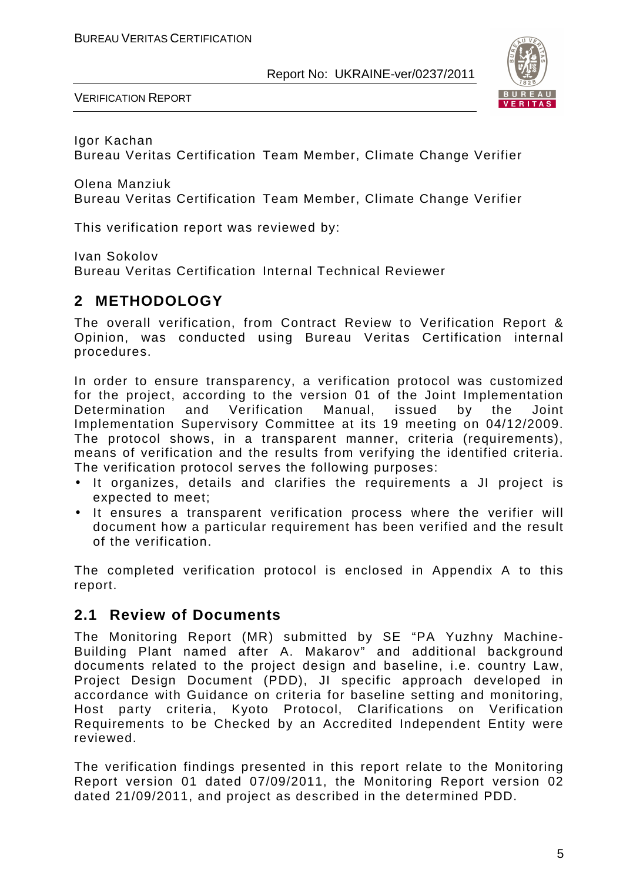Igor Kachan
Bureau Veritas Certification Team Member, Climate Change Verifier

Olena Manziuk
Bureau Veritas Certification Team Member, Climate Change Verifier

This verification report was reviewed by:

Ivan Sokolov
Bureau Veritas Certification Internal Technical Reviewer

## 2 METHODOLOGY

The overall verification, from Contract Review to Verification Report & Opinion, was conducted using Bureau Veritas Certification internal procedures.

In order to ensure transparency, a verification protocol was customized for the project, according to the version 01 of the Joint Implementation Determination and Verification Manual, issued by the Joint Implementation Supervisory Committee at its 19 meeting on 04/12/2009. The protocol shows, in a transparent manner, criteria (requirements), means of verification and the results from verifying the identified criteria. The verification protocol serves the following purposes:

- It organizes, details and clarifies the requirements a JI project is expected to meet;
- It ensures a transparent verification process where the verifier will document how a particular requirement has been verified and the result of the verification.

The completed verification protocol is enclosed in Appendix A to this report.

### 2.1 Review of Documents

The Monitoring Report (MR) submitted by SE "PA Yuzhny Machine-Building Plant named after A. Makarov" and additional background documents related to the project design and baseline, i.e. country Law, Project Design Document (PDD), JI specific approach developed in accordance with Guidance on criteria for baseline setting and monitoring, Host party criteria, Kyoto Protocol, Clarifications on Verification Requirements to be Checked by an Accredited Independent Entity were reviewed.

The verification findings presented in this report relate to the Monitoring Report version 01 dated 07/09/2011, the Monitoring Report version 02 dated 21/09/2011, and project as described in the determined PDD.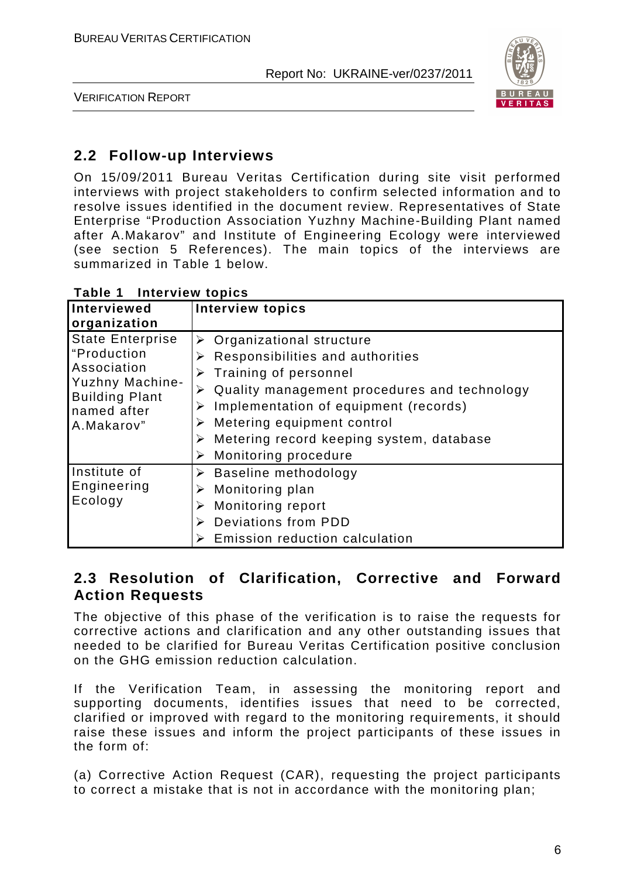## 2.2 Follow-up Interviews

On 15/09/2011 Bureau Veritas Certification during site visit performed interviews with project stakeholders to confirm selected information and to resolve issues identified in the document review. Representatives of State Enterprise "Production Association Yuzhny Machine-Building Plant named after A.Makarov" and Institute of Engineering Ecology were interviewed (see section 5 References). The main topics of the interviews are summarized in Table 1 below.

**Table 1 Interview topics**

| Interviewed organization | Interview topics |
|---|---|
| State Enterprise "Production Association Yuzhny Machine-Building Plant named after A.Makarov" | ➢ Organizational structure<br>➢ Responsibilities and authorities<br>➢ Training of personnel<br>➢ Quality management procedures and technology<br>➢ Implementation of equipment (records)<br>➢ Metering equipment control<br>➢ Metering record keeping system, database<br>➢ Monitoring procedure |
| Institute of Engineering Ecology | ➢ Baseline methodology<br>➢ Monitoring plan<br>➢ Monitoring report<br>➢ Deviations from PDD<br>➢ Emission reduction calculation |

## 2.3 Resolution of Clarification, Corrective and Forward Action Requests

The objective of this phase of the verification is to raise the requests for corrective actions and clarification and any other outstanding issues that needed to be clarified for Bureau Veritas Certification positive conclusion on the GHG emission reduction calculation.

If the Verification Team, in assessing the monitoring report and supporting documents, identifies issues that need to be corrected, clarified or improved with regard to the monitoring requirements, it should raise these issues and inform the project participants of these issues in the form of:

(a) Corrective Action Request (CAR), requesting the project participants to correct a mistake that is not in accordance with the monitoring plan;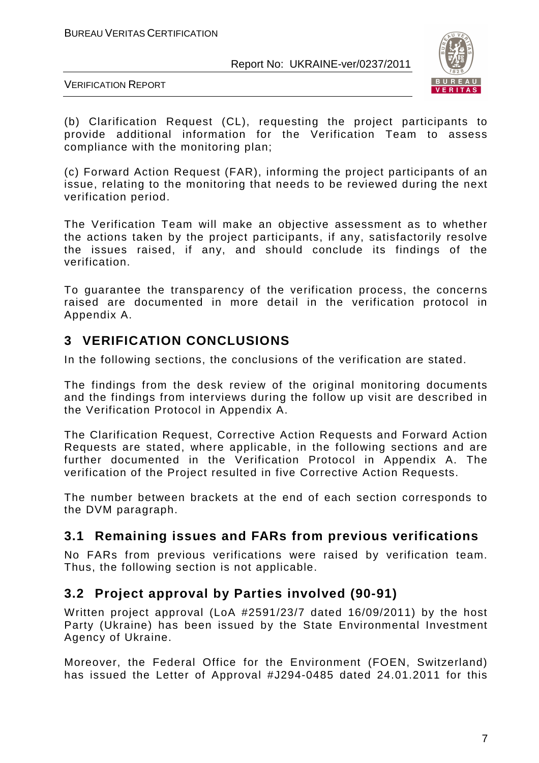(b) Clarification Request (CL), requesting the project participants to provide additional information for the Verification Team to assess compliance with the monitoring plan;

(c) Forward Action Request (FAR), informing the project participants of an issue, relating to the monitoring that needs to be reviewed during the next verification period.

The Verification Team will make an objective assessment as to whether the actions taken by the project participants, if any, satisfactorily resolve the issues raised, if any, and should conclude its findings of the verification.

To guarantee the transparency of the verification process, the concerns raised are documented in more detail in the verification protocol in Appendix A.

## 3 VERIFICATION CONCLUSIONS

In the following sections, the conclusions of the verification are stated.

The findings from the desk review of the original monitoring documents and the findings from interviews during the follow up visit are described in the Verification Protocol in Appendix A.

The Clarification Request, Corrective Action Requests and Forward Action Requests are stated, where applicable, in the following sections and are further documented in the Verification Protocol in Appendix A. The verification of the Project resulted in five Corrective Action Requests.

The number between brackets at the end of each section corresponds to the DVM paragraph.

### 3.1 Remaining issues and FARs from previous verifications

No FARs from previous verifications were raised by verification team. Thus, the following section is not applicable.

### 3.2 Project approval by Parties involved (90-91)

Written project approval (LoA #2591/23/7 dated 16/09/2011) by the host Party (Ukraine) has been issued by the State Environmental Investment Agency of Ukraine.

Moreover, the Federal Office for the Environment (FOEN, Switzerland) has issued the Letter of Approval #J294-0485 dated 24.01.2011 for this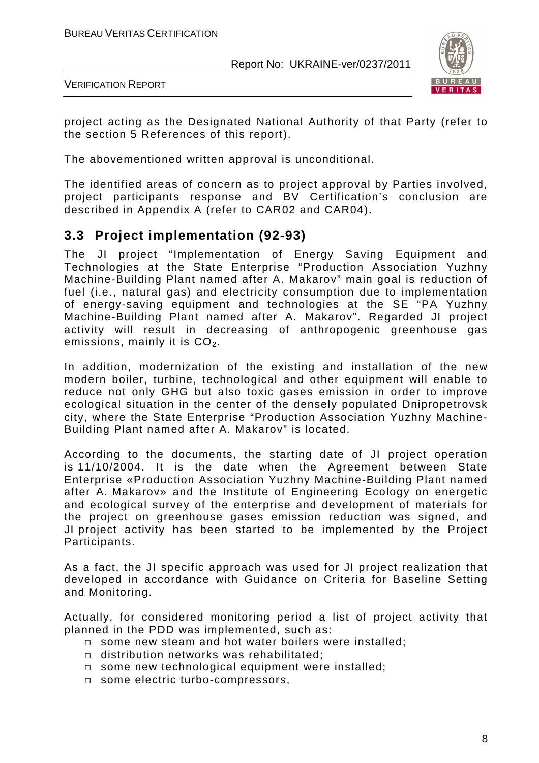project acting as the Designated National Authority of that Party (refer to the section 5 References of this report).

The abovementioned written approval is unconditional.

The identified areas of concern as to project approval by Parties involved, project participants response and BV Certification's conclusion are described in Appendix A (refer to CAR02 and CAR04).

## 3.3 Project implementation (92-93)

The JI project "Implementation of Energy Saving Equipment and Technologies at the State Enterprise "Production Association Yuzhny Machine-Building Plant named after A. Makarov" main goal is reduction of fuel (i.e., natural gas) and electricity consumption due to implementation of energy-saving equipment and technologies at the SE "PA Yuzhny Machine-Building Plant named after A. Makarov". Regarded JI project activity will result in decreasing of anthropogenic greenhouse gas emissions, mainly it is $CO_2$.

In addition, modernization of the existing and installation of the new modern boiler, turbine, technological and other equipment will enable to reduce not only GHG but also toxic gases emission in order to improve ecological situation in the center of the densely populated Dnipropetrovsk city, where the State Enterprise "Production Association Yuzhny Machine-Building Plant named after A. Makarov" is located.

According to the documents, the starting date of JI project operation is 11/10/2004. It is the date when the Agreement between State Enterprise «Production Association Yuzhny Machine-Building Plant named after A. Makarov» and the Institute of Engineering Ecology on energetic and ecological survey of the enterprise and development of materials for the project on greenhouse gases emission reduction was signed, and JI project activity has been started to be implemented by the Project Participants.

As a fact, the JI specific approach was used for JI project realization that developed in accordance with Guidance on Criteria for Baseline Setting and Monitoring.

Actually, for considered monitoring period a list of project activity that planned in the PDD was implemented, such as:

- some new steam and hot water boilers were installed;
- distribution networks was rehabilitated;
- some new technological equipment were installed;
- some electric turbo-compressors,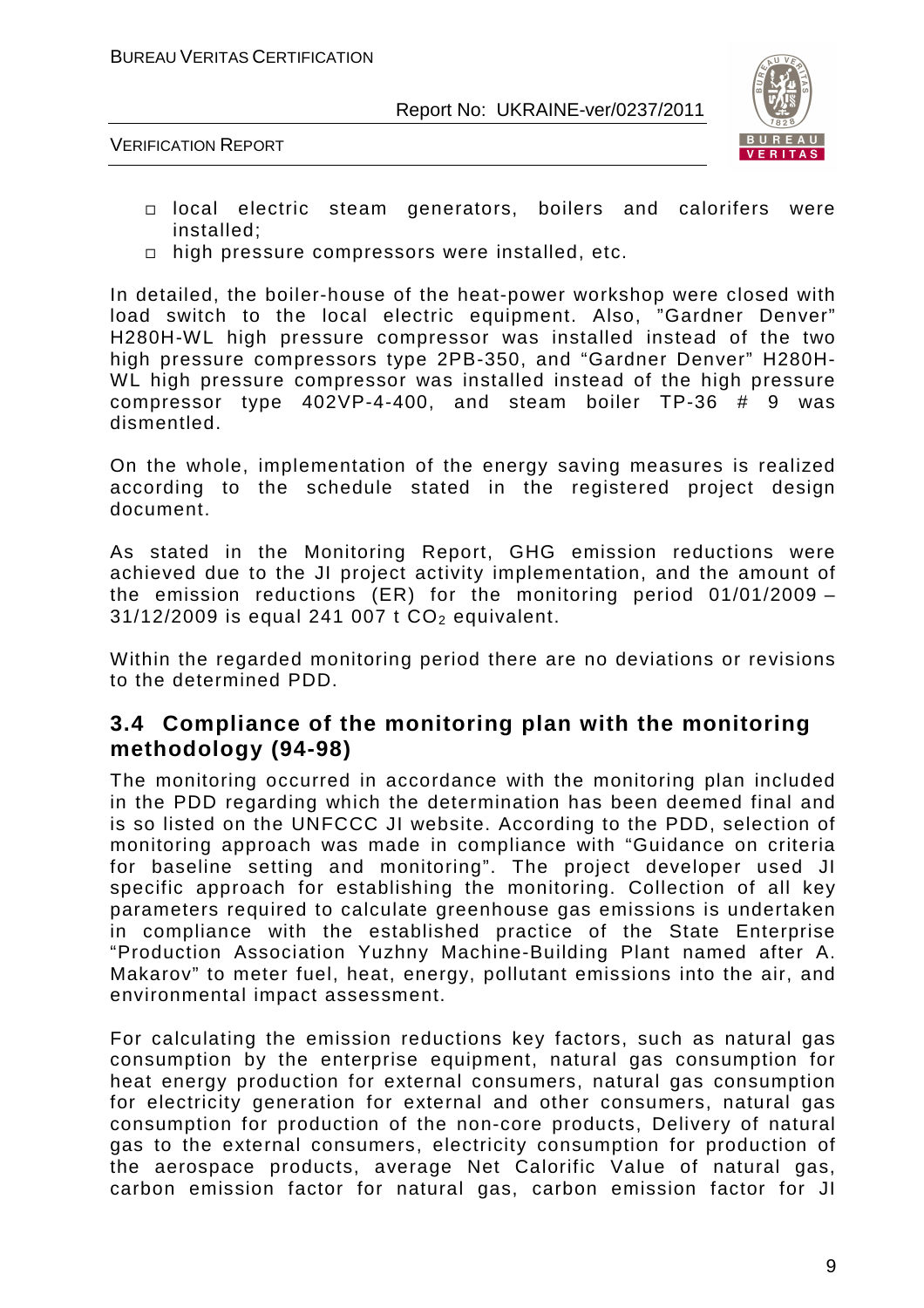- local electric steam generators, boilers and calorifers were installed;
- high pressure compressors were installed, etc.

In detailed, the boiler-house of the heat-power workshop were closed with load switch to the local electric equipment. Also, "Gardner Denver" H280H-WL high pressure compressor was installed instead of the two high pressure compressors type 2PB-350, and "Gardner Denver" H280H-WL high pressure compressor was installed instead of the high pressure compressor type 402VP-4-400, and steam boiler TP-36 # 9 was dismentled.

On the whole, implementation of the energy saving measures is realized according to the schedule stated in the registered project design document.

As stated in the Monitoring Report, GHG emission reductions were achieved due to the JI project activity implementation, and the amount of the emission reductions (ER) for the monitoring period 01/01/2009 – 31/12/2009 is equal 241 007 t $CO_2$ equivalent.

Within the regarded monitoring period there are no deviations or revisions to the determined PDD.

## 3.4 Compliance of the monitoring plan with the monitoring methodology (94-98)

The monitoring occurred in accordance with the monitoring plan included in the PDD regarding which the determination has been deemed final and is so listed on the UNFCCC JI website. According to the PDD, selection of monitoring approach was made in compliance with "Guidance on criteria for baseline setting and monitoring". The project developer used JI specific approach for establishing the monitoring. Collection of all key parameters required to calculate greenhouse gas emissions is undertaken in compliance with the established practice of the State Enterprise "Production Association Yuzhny Machine-Building Plant named after A. Makarov" to meter fuel, heat, energy, pollutant emissions into the air, and environmental impact assessment.

For calculating the emission reductions key factors, such as natural gas consumption by the enterprise equipment, natural gas consumption for heat energy production for external consumers, natural gas consumption for electricity generation for external and other consumers, natural gas consumption for production of the non-core products, Delivery of natural gas to the external consumers, electricity consumption for production of the aerospace products, average Net Calorific Value of natural gas, carbon emission factor for natural gas, carbon emission factor for JI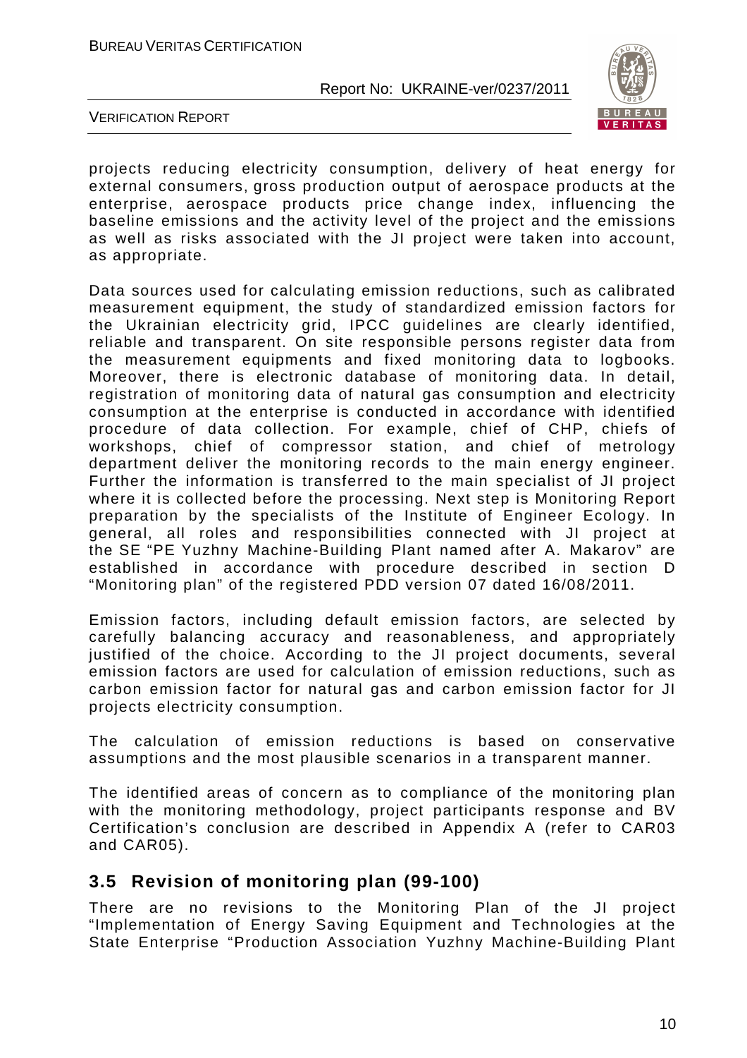projects reducing electricity consumption, delivery of heat energy for external consumers, gross production output of aerospace products at the enterprise, aerospace products price change index, influencing the baseline emissions and the activity level of the project and the emissions as well as risks associated with the JI project were taken into account, as appropriate.

Data sources used for calculating emission reductions, such as calibrated measurement equipment, the study of standardized emission factors for the Ukrainian electricity grid, IPCC guidelines are clearly identified, reliable and transparent. On site responsible persons register data from the measurement equipments and fixed monitoring data to logbooks. Moreover, there is electronic database of monitoring data. In detail, registration of monitoring data of natural gas consumption and electricity consumption at the enterprise is conducted in accordance with identified procedure of data collection. For example, chief of CHP, chiefs of workshops, chief of compressor station, and chief of metrology department deliver the monitoring records to the main energy engineer. Further the information is transferred to the main specialist of JI project where it is collected before the processing. Next step is Monitoring Report preparation by the specialists of the Institute of Engineer Ecology. In general, all roles and responsibilities connected with JI project at the SE "PE Yuzhny Machine-Building Plant named after A. Makarov" are established in accordance with procedure described in section D "Monitoring plan" of the registered PDD version 07 dated 16/08/2011.

Emission factors, including default emission factors, are selected by carefully balancing accuracy and reasonableness, and appropriately justified of the choice. According to the JI project documents, several emission factors are used for calculation of emission reductions, such as carbon emission factor for natural gas and carbon emission factor for JI projects electricity consumption.

The calculation of emission reductions is based on conservative assumptions and the most plausible scenarios in a transparent manner.

The identified areas of concern as to compliance of the monitoring plan with the monitoring methodology, project participants response and BV Certification's conclusion are described in Appendix A (refer to CAR03 and CAR05).

## 3.5 Revision of monitoring plan (99-100)

There are no revisions to the Monitoring Plan of the JI project "Implementation of Energy Saving Equipment and Technologies at the State Enterprise "Production Association Yuzhny Machine-Building Plant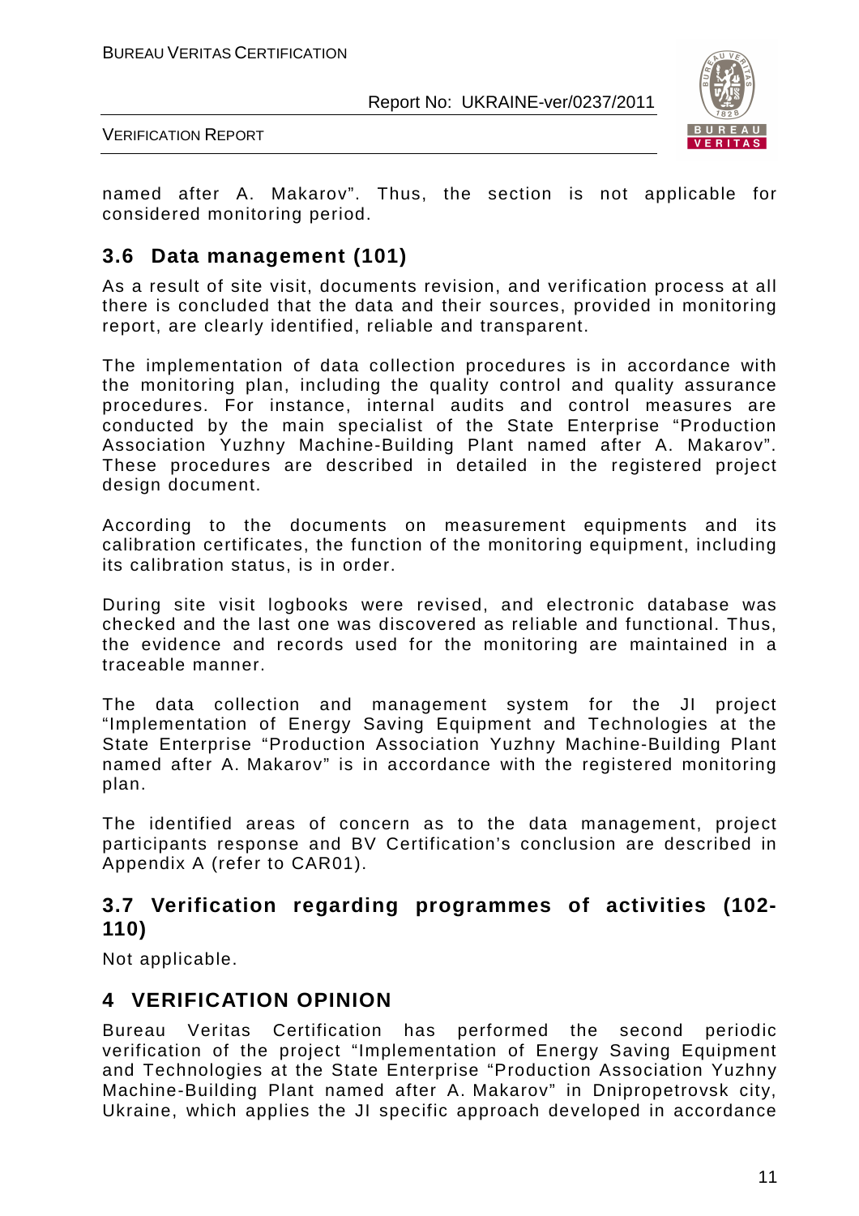named after A. Makarov". Thus, the section is not applicable for considered monitoring period.

## 3.6 Data management (101)

As a result of site visit, documents revision, and verification process at all there is concluded that the data and their sources, provided in monitoring report, are clearly identified, reliable and transparent.

The implementation of data collection procedures is in accordance with the monitoring plan, including the quality control and quality assurance procedures. For instance, internal audits and control measures are conducted by the main specialist of the State Enterprise "Production Association Yuzhny Machine-Building Plant named after A. Makarov". These procedures are described in detailed in the registered project design document.

According to the documents on measurement equipments and its calibration certificates, the function of the monitoring equipment, including its calibration status, is in order.

During site visit logbooks were revised, and electronic database was checked and the last one was discovered as reliable and functional. Thus, the evidence and records used for the monitoring are maintained in a traceable manner.

The data collection and management system for the JI project "Implementation of Energy Saving Equipment and Technologies at the State Enterprise "Production Association Yuzhny Machine-Building Plant named after A. Makarov" is in accordance with the registered monitoring plan.

The identified areas of concern as to the data management, project participants response and BV Certification's conclusion are described in Appendix A (refer to CAR01).

## 3.7 Verification regarding programmes of activities (102-110)

Not applicable.

# 4 VERIFICATION OPINION

Bureau Veritas Certification has performed the second periodic verification of the project "Implementation of Energy Saving Equipment and Technologies at the State Enterprise "Production Association Yuzhny Machine-Building Plant named after A. Makarov" in Dnipropetrovsk city, Ukraine, which applies the JI specific approach developed in accordance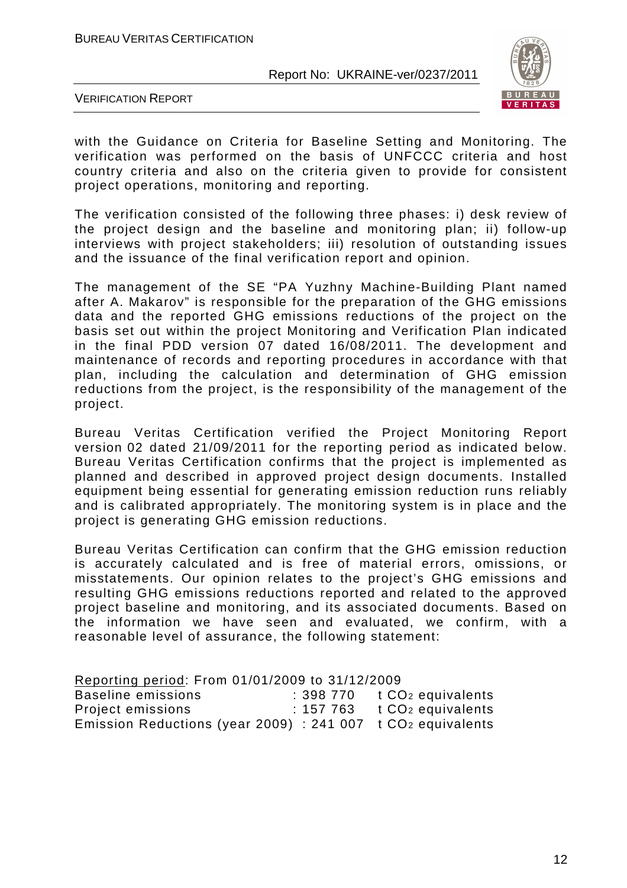with the Guidance on Criteria for Baseline Setting and Monitoring. The verification was performed on the basis of UNFCCC criteria and host country criteria and also on the criteria given to provide for consistent project operations, monitoring and reporting.

The verification consisted of the following three phases: i) desk review of the project design and the baseline and monitoring plan; ii) follow-up interviews with project stakeholders; iii) resolution of outstanding issues and the issuance of the final verification report and opinion.

The management of the SE "PA Yuzhny Machine-Building Plant named after A. Makarov" is responsible for the preparation of the GHG emissions data and the reported GHG emissions reductions of the project on the basis set out within the project Monitoring and Verification Plan indicated in the final PDD version 07 dated 16/08/2011. The development and maintenance of records and reporting procedures in accordance with that plan, including the calculation and determination of GHG emission reductions from the project, is the responsibility of the management of the project.

Bureau Veritas Certification verified the Project Monitoring Report version 02 dated 21/09/2011 for the reporting period as indicated below. Bureau Veritas Certification confirms that the project is implemented as planned and described in approved project design documents. Installed equipment being essential for generating emission reduction runs reliably and is calibrated appropriately. The monitoring system is in place and the project is generating GHG emission reductions.

Bureau Veritas Certification can confirm that the GHG emission reduction is accurately calculated and is free of material errors, omissions, or misstatements. Our opinion relates to the project's GHG emissions and resulting GHG emissions reductions reported and related to the approved project baseline and monitoring, and its associated documents. Based on the information we have seen and evaluated, we confirm, with a reasonable level of assurance, the following statement:

Reporting period: From 01/01/2009 to 31/12/2009

Baseline emissions : 398 770 t $CO_2$ equivalents
Project emissions : 157 763 t $CO_2$ equivalents
Emission Reductions (year 2009) : 241 007 t $CO_2$ equivalents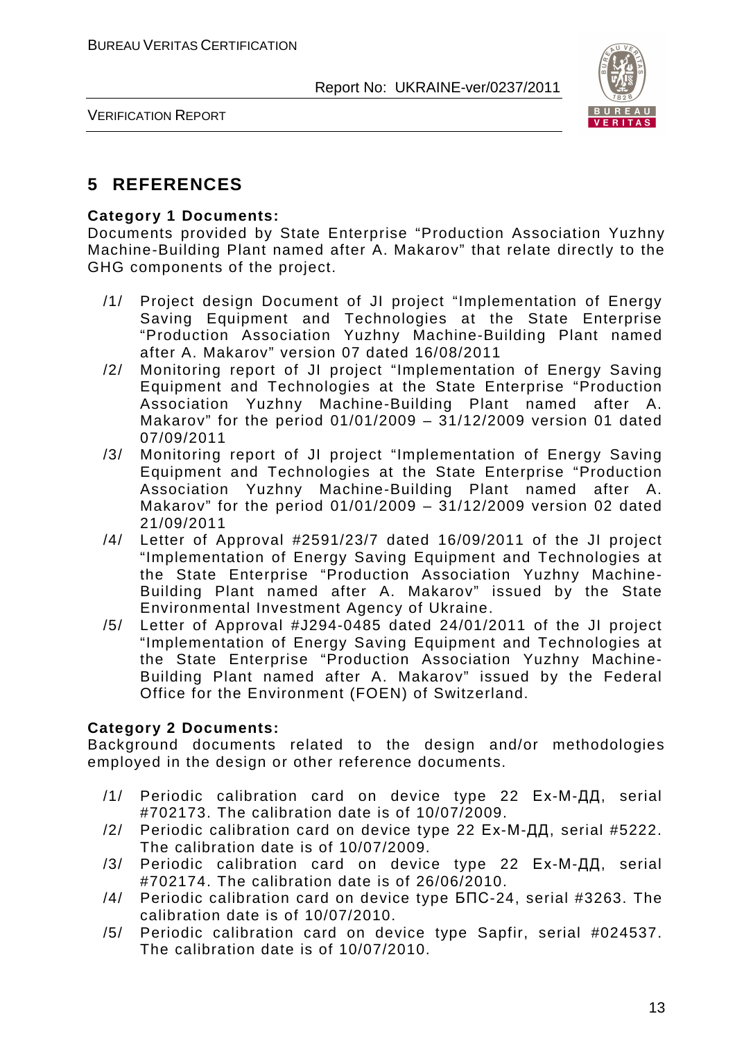# 5 REFERENCES

**Category 1 Documents:**
Documents provided by State Enterprise "Production Association Yuzhny Machine-Building Plant named after A. Makarov" that relate directly to the GHG components of the project.

/1/ Project design Document of JI project "Implementation of Energy Saving Equipment and Technologies at the State Enterprise "Production Association Yuzhny Machine-Building Plant named after A. Makarov" version 07 dated 16/08/2011

/2/ Monitoring report of JI project "Implementation of Energy Saving Equipment and Technologies at the State Enterprise "Production Association Yuzhny Machine-Building Plant named after A. Makarov" for the period 01/01/2009 – 31/12/2009 version 01 dated 07/09/2011

/3/ Monitoring report of JI project "Implementation of Energy Saving Equipment and Technologies at the State Enterprise "Production Association Yuzhny Machine-Building Plant named after A. Makarov" for the period 01/01/2009 – 31/12/2009 version 02 dated 21/09/2011

/4/ Letter of Approval #2591/23/7 dated 16/09/2011 of the JI project "Implementation of Energy Saving Equipment and Technologies at the State Enterprise "Production Association Yuzhny Machine-Building Plant named after A. Makarov" issued by the State Environmental Investment Agency of Ukraine.

/5/ Letter of Approval #J294-0485 dated 24/01/2011 of the JI project "Implementation of Energy Saving Equipment and Technologies at the State Enterprise "Production Association Yuzhny Machine-Building Plant named after A. Makarov" issued by the Federal Office for the Environment (FOEN) of Switzerland.

**Category 2 Documents:**
Background documents related to the design and/or methodologies employed in the design or other reference documents.

/1/ Periodic calibration card on device type 22 Ех-М-ДД, serial #702173. The calibration date is of 10/07/2009.

/2/ Periodic calibration card on device type 22 Ех-М-ДД, serial #5222. The calibration date is of 10/07/2009.

/3/ Periodic calibration card on device type 22 Ех-М-ДД, serial #702174. The calibration date is of 26/06/2010.

/4/ Periodic calibration card on device type БПС-24, serial #3263. The calibration date is of 10/07/2010.

/5/ Periodic calibration card on device type Sapfir, serial #024537. The calibration date is of 10/07/2010.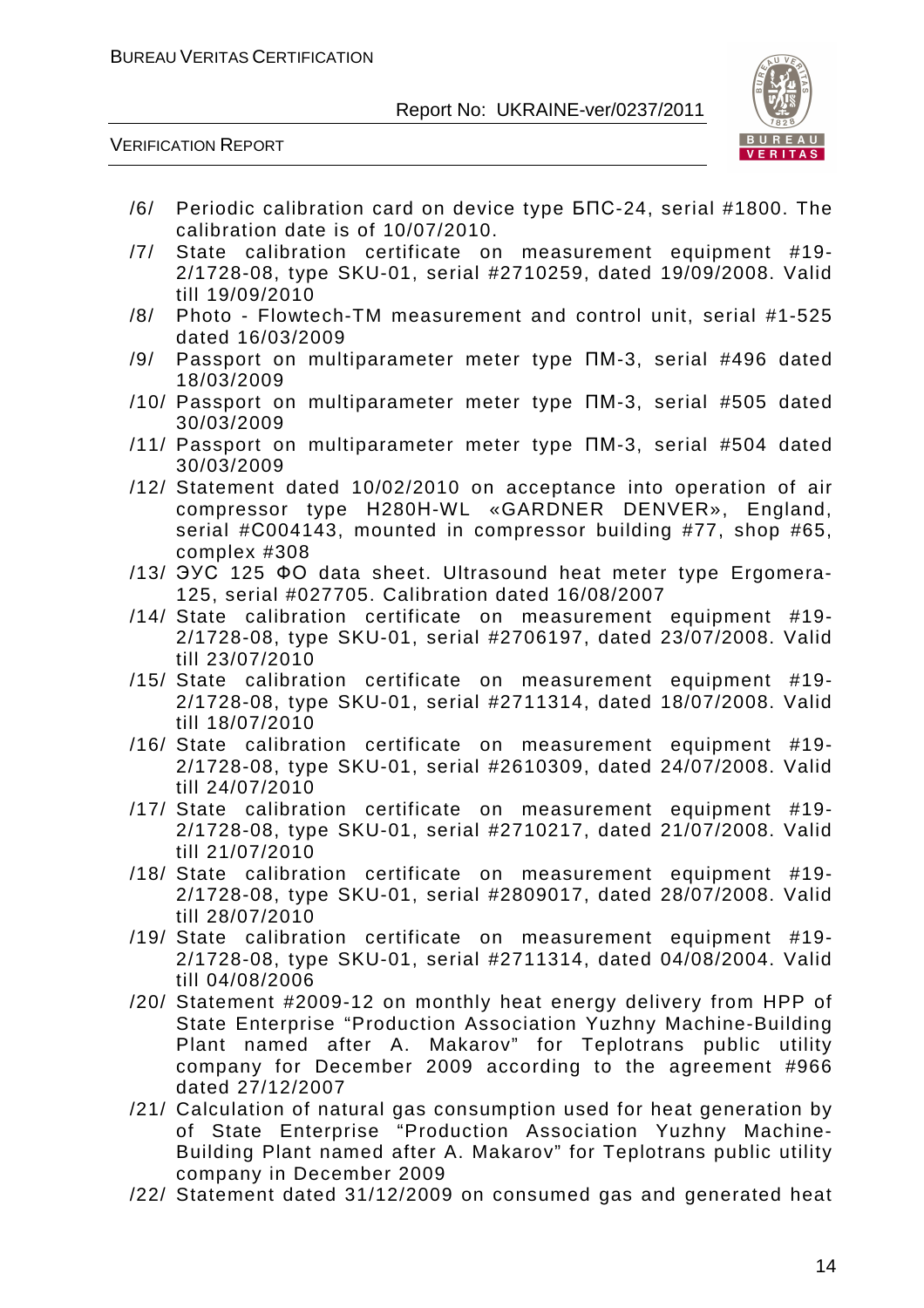/6/ Periodic calibration card on device type БПС-24, serial #1800. The calibration date is of 10/07/2010.

/7/ State calibration certificate on measurement equipment #19-2/1728-08, type SKU-01, serial #2710259, dated 19/09/2008. Valid till 19/09/2010

/8/ Photo - Flowtech-TM measurement and control unit, serial #1-525 dated 16/03/2009

/9/ Passport on multiparameter meter type ПМ-3, serial #496 dated 18/03/2009

/10/ Passport on multiparameter meter type ПМ-3, serial #505 dated 30/03/2009

/11/ Passport on multiparameter meter type ПМ-3, serial #504 dated 30/03/2009

/12/ Statement dated 10/02/2010 on acceptance into operation of air compressor type H280H-WL «GARDNER DENVER», England, serial #C004143, mounted in compressor building #77, shop #65, complex #308

/13/ ЭУС 125 ФО data sheet. Ultrasound heat meter type Ergomera-125, serial #027705. Calibration dated 16/08/2007

/14/ State calibration certificate on measurement equipment #19-2/1728-08, type SKU-01, serial #2706197, dated 23/07/2008. Valid till 23/07/2010

/15/ State calibration certificate on measurement equipment #19-2/1728-08, type SKU-01, serial #2711314, dated 18/07/2008. Valid till 18/07/2010

/16/ State calibration certificate on measurement equipment #19-2/1728-08, type SKU-01, serial #2610309, dated 24/07/2008. Valid till 24/07/2010

/17/ State calibration certificate on measurement equipment #19-2/1728-08, type SKU-01, serial #2710217, dated 21/07/2008. Valid till 21/07/2010

/18/ State calibration certificate on measurement equipment #19-2/1728-08, type SKU-01, serial #2809017, dated 28/07/2008. Valid till 28/07/2010

/19/ State calibration certificate on measurement equipment #19-2/1728-08, type SKU-01, serial #2711314, dated 04/08/2004. Valid till 04/08/2006

/20/ Statement #2009-12 on monthly heat energy delivery from HPP of State Enterprise "Production Association Yuzhny Machine-Building Plant named after A. Makarov" for Teplotrans public utility company for December 2009 according to the agreement #966 dated 27/12/2007

/21/ Calculation of natural gas consumption used for heat generation by of State Enterprise "Production Association Yuzhny Machine-Building Plant named after A. Makarov" for Teplotrans public utility company in December 2009

/22/ Statement dated 31/12/2009 on consumed gas and generated heat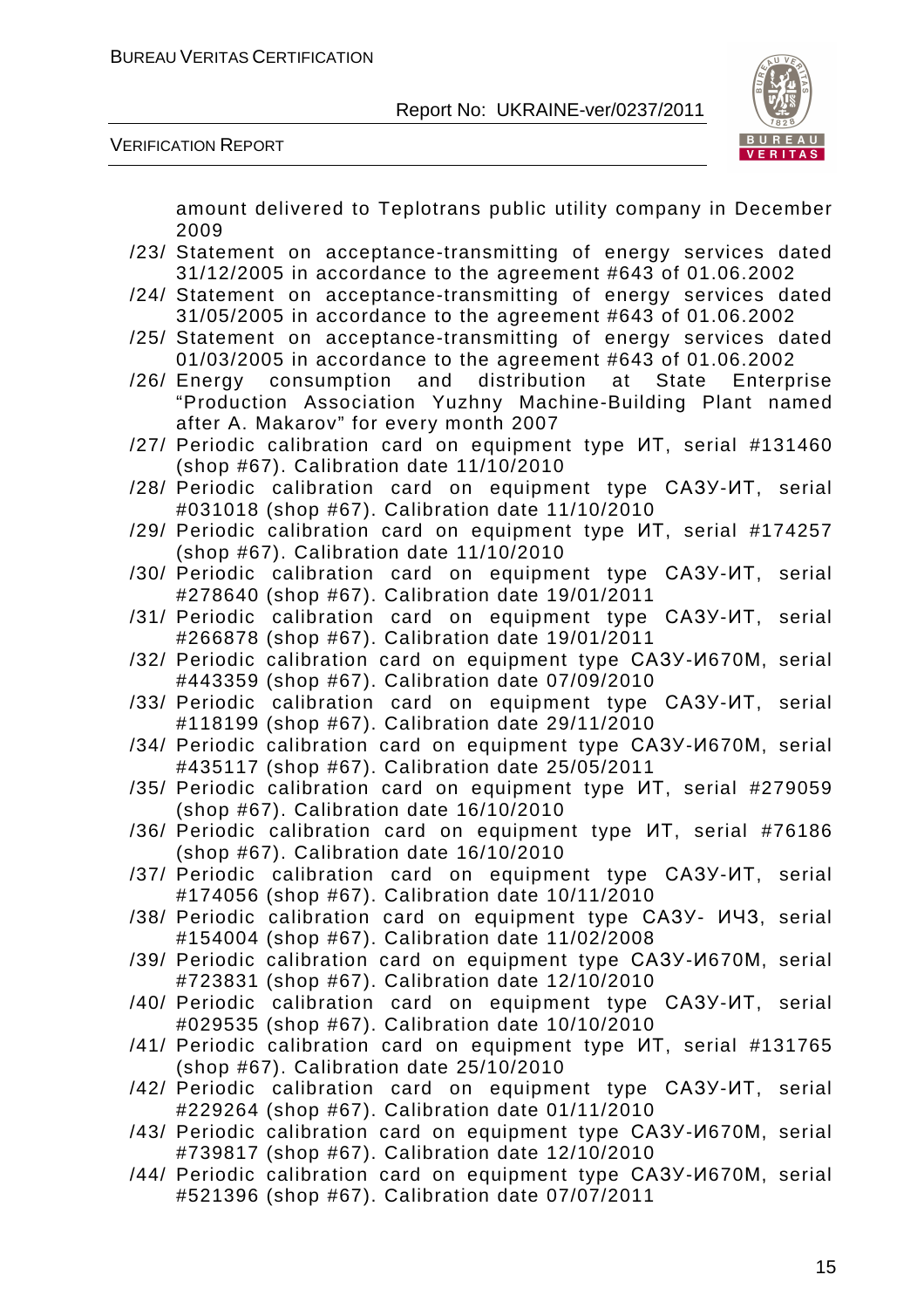amount delivered to Teplotrans public utility company in December 2009

/23/ Statement on acceptance-transmitting of energy services dated 31/12/2005 in accordance to the agreement #643 of 01.06.2002

/24/ Statement on acceptance-transmitting of energy services dated 31/05/2005 in accordance to the agreement #643 of 01.06.2002

/25/ Statement on acceptance-transmitting of energy services dated 01/03/2005 in accordance to the agreement #643 of 01.06.2002

/26/ Energy consumption and distribution at State Enterprise "Production Association Yuzhny Machine-Building Plant named after A. Makarov" for every month 2007

/27/ Periodic calibration card on equipment type ИТ, serial #131460 (shop #67). Calibration date 11/10/2010

/28/ Periodic calibration card on equipment type САЗУ-ИТ, serial #031018 (shop #67). Calibration date 11/10/2010

/29/ Periodic calibration card on equipment type ИТ, serial #174257 (shop #67). Calibration date 11/10/2010

/30/ Periodic calibration card on equipment type САЗУ-ИТ, serial #278640 (shop #67). Calibration date 19/01/2011

/31/ Periodic calibration card on equipment type САЗУ-ИТ, serial #266878 (shop #67). Calibration date 19/01/2011

/32/ Periodic calibration card on equipment type САЗУ-И670М, serial #443359 (shop #67). Calibration date 07/09/2010

/33/ Periodic calibration card on equipment type САЗУ-ИТ, serial #118199 (shop #67). Calibration date 29/11/2010

/34/ Periodic calibration card on equipment type САЗУ-И670М, serial #435117 (shop #67). Calibration date 25/05/2011

/35/ Periodic calibration card on equipment type ИТ, serial #279059 (shop #67). Calibration date 16/10/2010

/36/ Periodic calibration card on equipment type ИТ, serial #76186 (shop #67). Calibration date 16/10/2010

/37/ Periodic calibration card on equipment type САЗУ-ИТ, serial #174056 (shop #67). Calibration date 10/11/2010

/38/ Periodic calibration card on equipment type САЗУ- ИЧЗ, serial #154004 (shop #67). Calibration date 11/02/2008

/39/ Periodic calibration card on equipment type САЗУ-И670М, serial #723831 (shop #67). Calibration date 12/10/2010

/40/ Periodic calibration card on equipment type САЗУ-ИТ, serial #029535 (shop #67). Calibration date 10/10/2010

/41/ Periodic calibration card on equipment type ИТ, serial #131765 (shop #67). Calibration date 25/10/2010

/42/ Periodic calibration card on equipment type САЗУ-ИТ, serial #229264 (shop #67). Calibration date 01/11/2010

/43/ Periodic calibration card on equipment type САЗУ-И670М, serial #739817 (shop #67). Calibration date 12/10/2010

/44/ Periodic calibration card on equipment type САЗУ-И670М, serial #521396 (shop #67). Calibration date 07/07/2011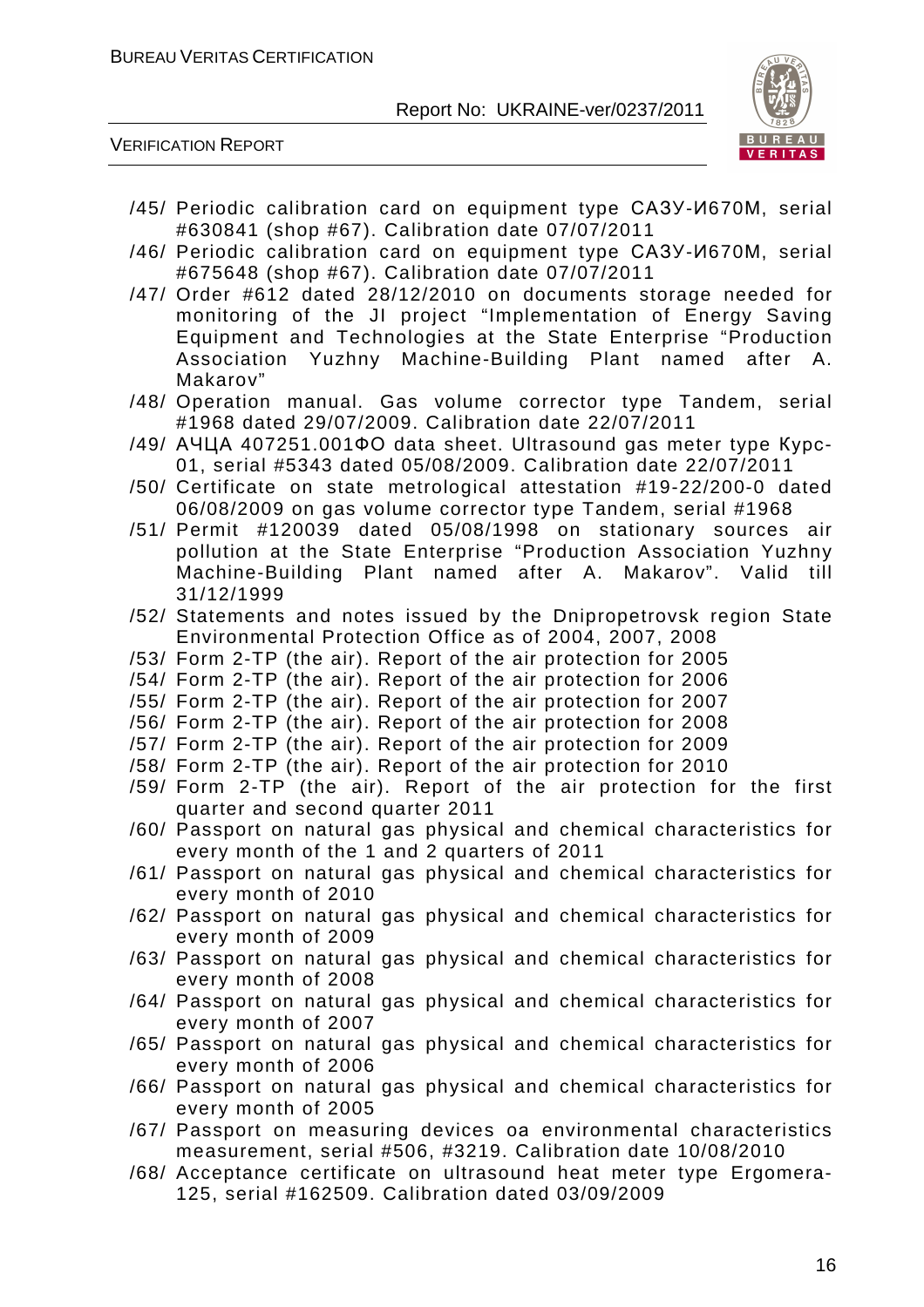/45/ Periodic calibration card on equipment type САЗУ-И670М, serial #630841 (shop #67). Calibration date 07/07/2011

/46/ Periodic calibration card on equipment type САЗУ-И670М, serial #675648 (shop #67). Calibration date 07/07/2011

/47/ Order #612 dated 28/12/2010 on documents storage needed for monitoring of the JI project "Implementation of Energy Saving Equipment and Technologies at the State Enterprise "Production Association Yuzhny Machine-Building Plant named after A. Makarov"

/48/ Operation manual. Gas volume corrector type Tandem, serial #1968 dated 29/07/2009. Calibration date 22/07/2011

/49/ АЧЦА 407251.001ФО data sheet. Ultrasound gas meter type Курс-01, serial #5343 dated 05/08/2009. Calibration date 22/07/2011

/50/ Certificate on state metrological attestation #19-22/200-0 dated 06/08/2009 on gas volume corrector type Tandem, serial #1968

/51/ Permit #120039 dated 05/08/1998 on stationary sources air pollution at the State Enterprise "Production Association Yuzhny Machine-Building Plant named after A. Makarov". Valid till 31/12/1999

/52/ Statements and notes issued by the Dnipropetrovsk region State Environmental Protection Office as of 2004, 2007, 2008

/53/ Form 2-TP (the air). Report of the air protection for 2005

/54/ Form 2-TP (the air). Report of the air protection for 2006

/55/ Form 2-TP (the air). Report of the air protection for 2007

/56/ Form 2-TP (the air). Report of the air protection for 2008

/57/ Form 2-TP (the air). Report of the air protection for 2009

/58/ Form 2-TP (the air). Report of the air protection for 2010

/59/ Form 2-TP (the air). Report of the air protection for the first quarter and second quarter 2011

/60/ Passport on natural gas physical and chemical characteristics for every month of the 1 and 2 quarters of 2011

/61/ Passport on natural gas physical and chemical characteristics for every month of 2010

/62/ Passport on natural gas physical and chemical characteristics for every month of 2009

/63/ Passport on natural gas physical and chemical characteristics for every month of 2008

/64/ Passport on natural gas physical and chemical characteristics for every month of 2007

/65/ Passport on natural gas physical and chemical characteristics for every month of 2006

/66/ Passport on natural gas physical and chemical characteristics for every month of 2005

/67/ Passport on measuring devices oa environmental characteristics measurement, serial #506, #3219. Calibration date 10/08/2010

/68/ Acceptance certificate on ultrasound heat meter type Ergomera-125, serial #162509. Calibration dated 03/09/2009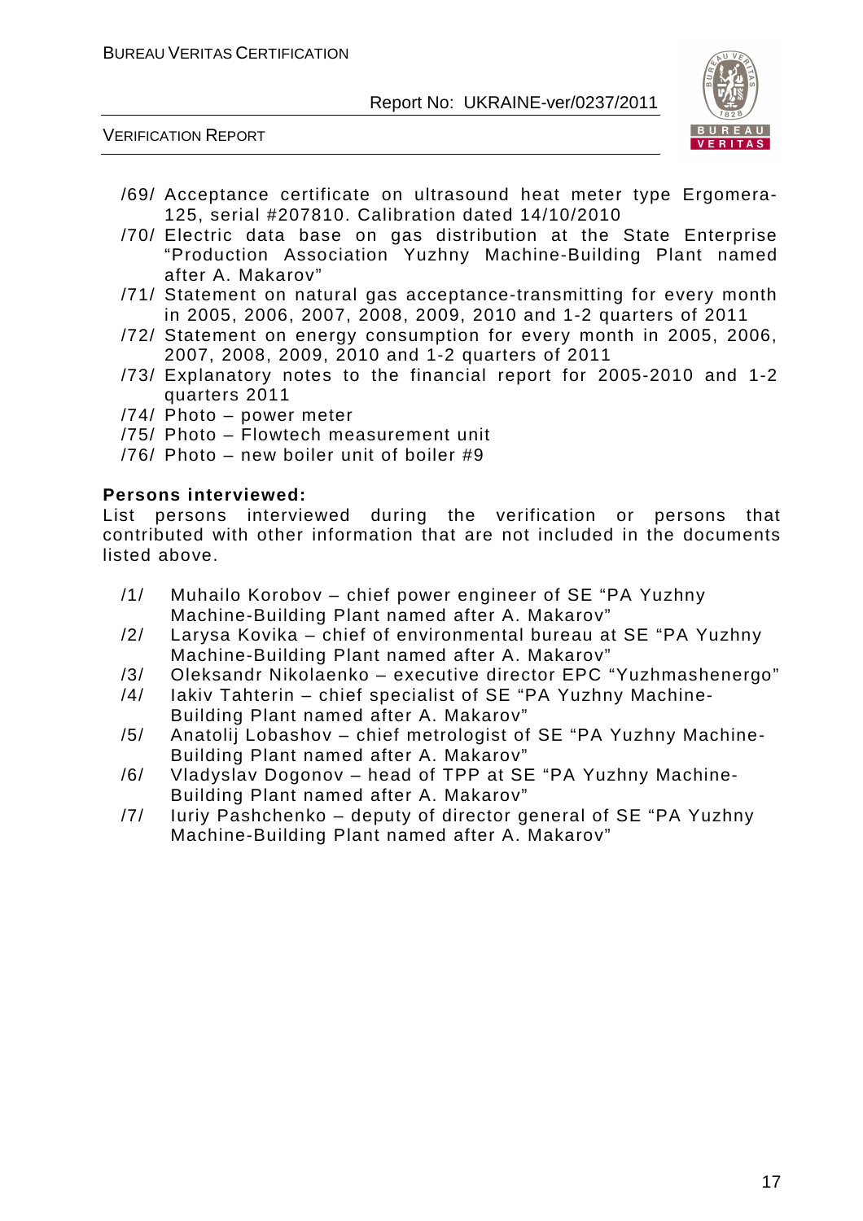/69/ Acceptance certificate on ultrasound heat meter type Ergomera-125, serial #207810. Calibration dated 14/10/2010

/70/ Electric data base on gas distribution at the State Enterprise "Production Association Yuzhny Machine-Building Plant named after A. Makarov"

/71/ Statement on natural gas acceptance-transmitting for every month in 2005, 2006, 2007, 2008, 2009, 2010 and 1-2 quarters of 2011

/72/ Statement on energy consumption for every month in 2005, 2006, 2007, 2008, 2009, 2010 and 1-2 quarters of 2011

/73/ Explanatory notes to the financial report for 2005-2010 and 1-2 quarters 2011

/74/ Photo – power meter

/75/ Photo – Flowtech measurement unit

/76/ Photo – new boiler unit of boiler #9

**Persons interviewed:**

List persons interviewed during the verification or persons that contributed with other information that are not included in the documents listed above.

/1/ Muhailo Korobov – chief power engineer of SE "PA Yuzhny Machine-Building Plant named after A. Makarov"

/2/ Larysa Kovika – chief of environmental bureau at SE "PA Yuzhny Machine-Building Plant named after A. Makarov"

/3/ Oleksandr Nikolaenko – executive director EPC "Yuzhmashenergo"

/4/ Iakiv Tahterin – chief specialist of SE "PA Yuzhny Machine-Building Plant named after A. Makarov"

/5/ Anatolij Lobashov – chief metrologist of SE "PA Yuzhny Machine-Building Plant named after A. Makarov"

/6/ Vladyslav Dogonov – head of TPP at SE "PA Yuzhny Machine-Building Plant named after A. Makarov"

/7/ Iuriy Pashchenko – deputy of director general of SE "PA Yuzhny Machine-Building Plant named after A. Makarov"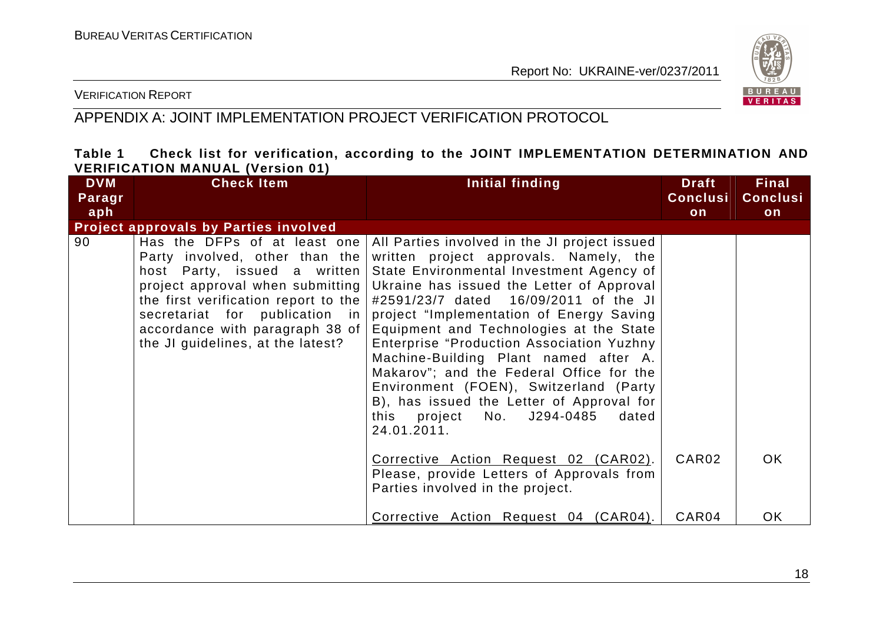## APPENDIX A: JOINT IMPLEMENTATION PROJECT VERIFICATION PROTOCOL

**Table 1 Check list for verification, according to the JOINT IMPLEMENTATION DETERMINATION AND VERIFICATION MANUAL (Version 01)**

| DVM Paragraph | Check Item | Initial finding | Draft Conclusion | Final Conclusion |
|---|---|---|---|---|
| **Project approvals by Parties involved** | | | | |
| 90 | Has the DFPs of at least one Party involved, other than the host Party, issued a written project approval when submitting the first verification report to the secretariat for publication in accordance with paragraph 38 of the JI guidelines, at the latest? | All Parties involved in the JI project issued written project approvals. Namely, the State Environmental Investment Agency of Ukraine has issued the Letter of Approval #2591/23/7 dated 16/09/2011 of the JI project "Implementation of Energy Saving Equipment and Technologies at the State Enterprise "Production Association Yuzhny Machine-Building Plant named after A. Makarov"; and the Federal Office for the Environment (FOEN), Switzerland (Party B), has issued the Letter of Approval for this project No. J294-0485 dated 24.01.2011. | | |
| | | Corrective Action Request 02 (CAR02). Please, provide Letters of Approvals from Parties involved in the project. | CAR02 | OK |
| | | Corrective Action Request 04 (CAR04). | CAR04 | OK |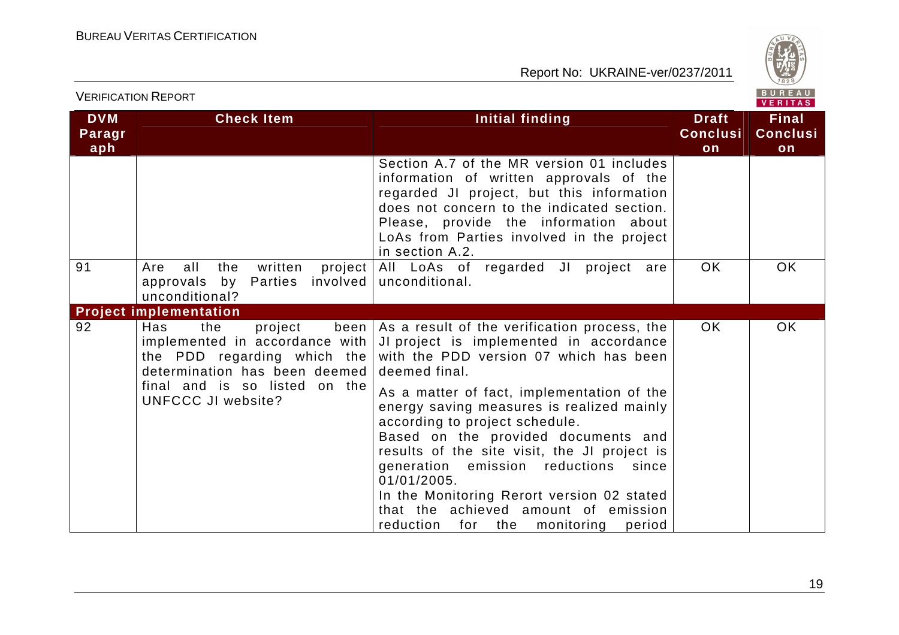| DVM Paragraph | Check Item | Initial finding | Draft Conclusion | Final Conclusion |
|---|---|---|---|---|
| | | Section A.7 of the MR version 01 includes information of written approvals of the regarded JI project, but this information does not concern to the indicated section. Please, provide the information about LoAs from Parties involved in the project in section A.2. | | |
| 91 | Are all the written project approvals by Parties involved unconditional? | All LoAs of regarded JI project are unconditional. | OK | OK |
| **Project implementation** | | | | |
| 92 | Has the project been implemented in accordance with the PDD regarding which the determination has been deemed final and is so listed on the UNFCCC JI website? | As a result of the verification process, the JI project is implemented in accordance with the PDD version 07 which has been deemed final.<br><br>As a matter of fact, implementation of the energy saving measures is realized mainly according to project schedule.<br>Based on the provided documents and results of the site visit, the JI project is generation emission reductions since 01/01/2005.<br>In the Monitoring Rerort version 02 stated that the achieved amount of emission reduction for the monitoring period | OK | OK |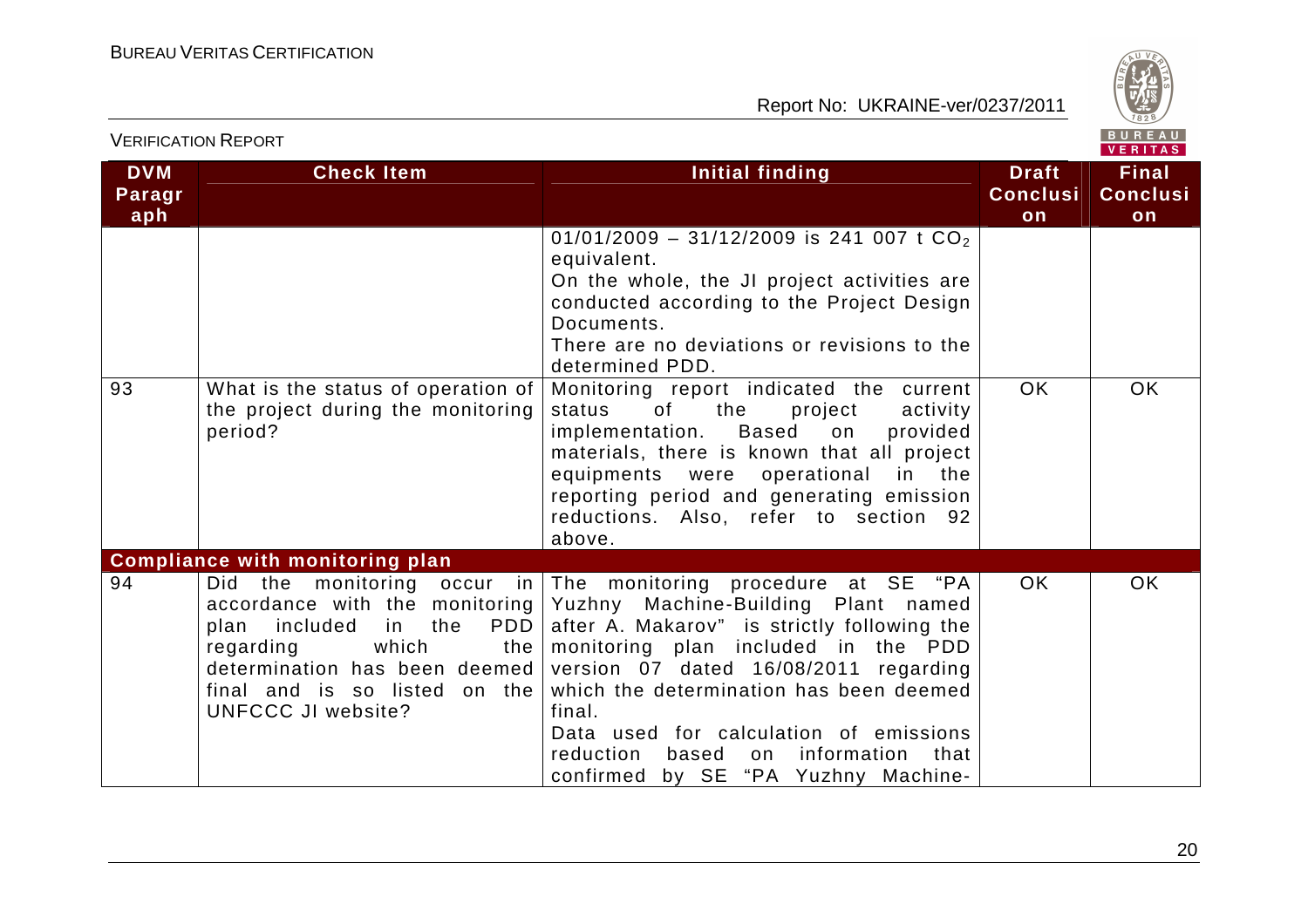| DVM Paragraph | Check Item | Initial finding | Draft Conclusion | Final Conclusion |
|---|---|---|---|---|
| | | 01/01/2009 – 31/12/2009 is 241 007 t $CO_2$ equivalent.<br>On the whole, the JI project activities are conducted according to the Project Design Documents.<br>There are no deviations or revisions to the determined PDD. | | |
| 93 | What is the status of operation of the project during the monitoring period? | Monitoring report indicated the current status of the project activity implementation. Based on provided materials, there is known that all project equipments were operational in the reporting period and generating emission reductions. Also, refer to section 92 above. | OK | OK |
| **Compliance with monitoring plan** | | | | |
| 94 | Did the monitoring occur in accordance with the monitoring plan included in the PDD regarding which the determination has been deemed final and is so listed on the UNFCCC JI website? | The monitoring procedure at SE "PA Yuzhny Machine-Building Plant named after A. Makarov" is strictly following the monitoring plan included in the PDD version 07 dated 16/08/2011 regarding which the determination has been deemed final.<br>Data used for calculation of emissions reduction based on information that confirmed by SE "PA Yuzhny Machine- | OK | OK |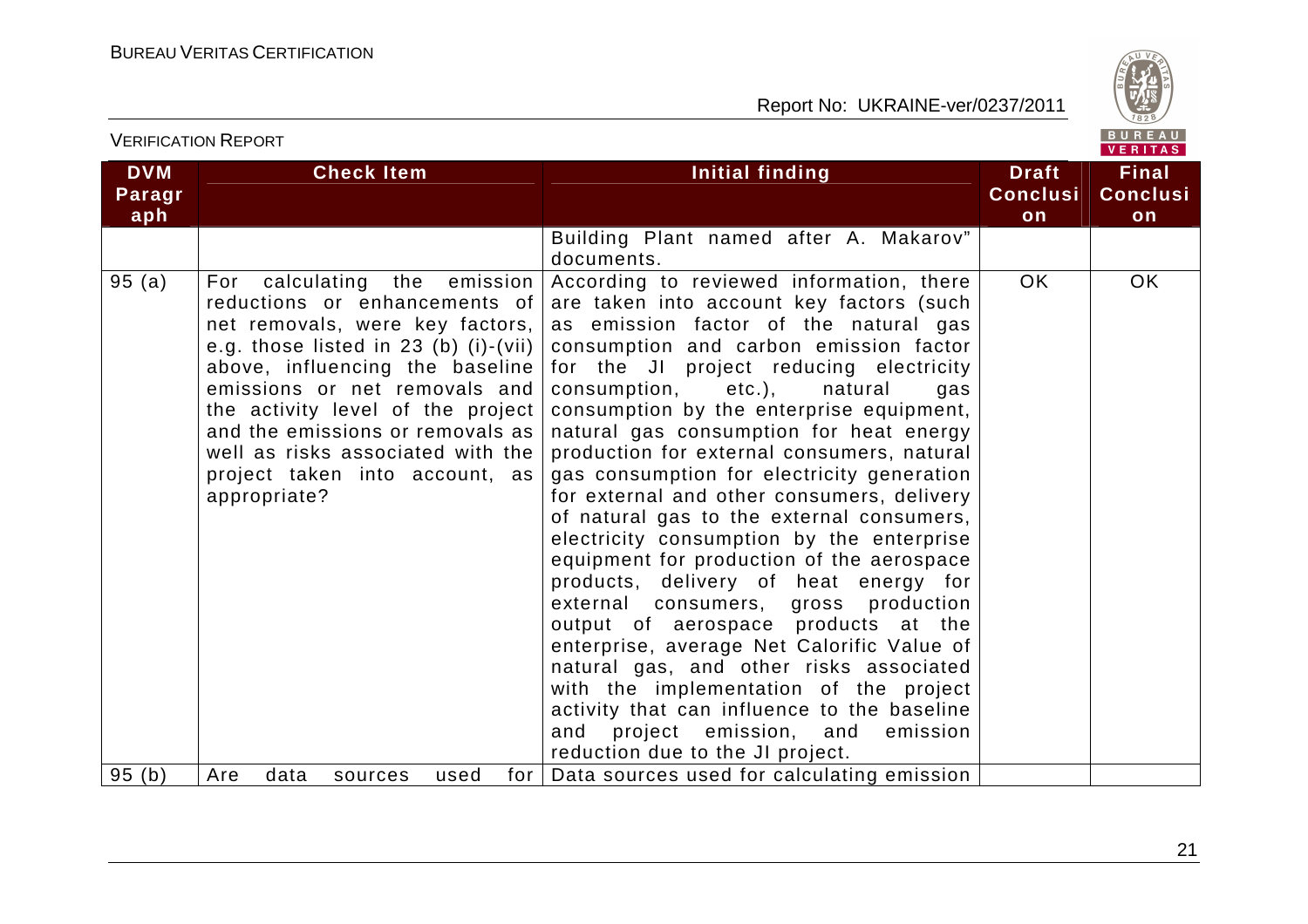| DVM Paragraph | Check Item | Initial finding | Draft Conclusion | Final Conclusion |
|---|---|---|---|---|
| | | Building Plant named after A. Makarov" documents. | | |
| 95 (a) | For calculating the emission reductions or enhancements of net removals, were key factors, e.g. those listed in 23 (b) (i)-(vii) above, influencing the baseline emissions or net removals and the activity level of the project and the emissions or removals as well as risks associated with the project taken into account, as appropriate? | According to reviewed information, there are taken into account key factors (such as emission factor of the natural gas consumption and carbon emission factor for the JI project reducing electricity consumption, etc.), natural gas consumption by the enterprise equipment, natural gas consumption for heat energy production for external consumers, natural gas consumption for electricity generation for external and other consumers, delivery of natural gas to the external consumers, electricity consumption by the enterprise equipment for production of the aerospace products, delivery of heat energy for external consumers, gross production output of aerospace products at the enterprise, average Net Calorific Value of natural gas, and other risks associated with the implementation of the project activity that can influence to the baseline and project emission, and emission reduction due to the JI project. | OK | OK |
| 95 (b) | Are data sources used for | Data sources used for calculating emission | | |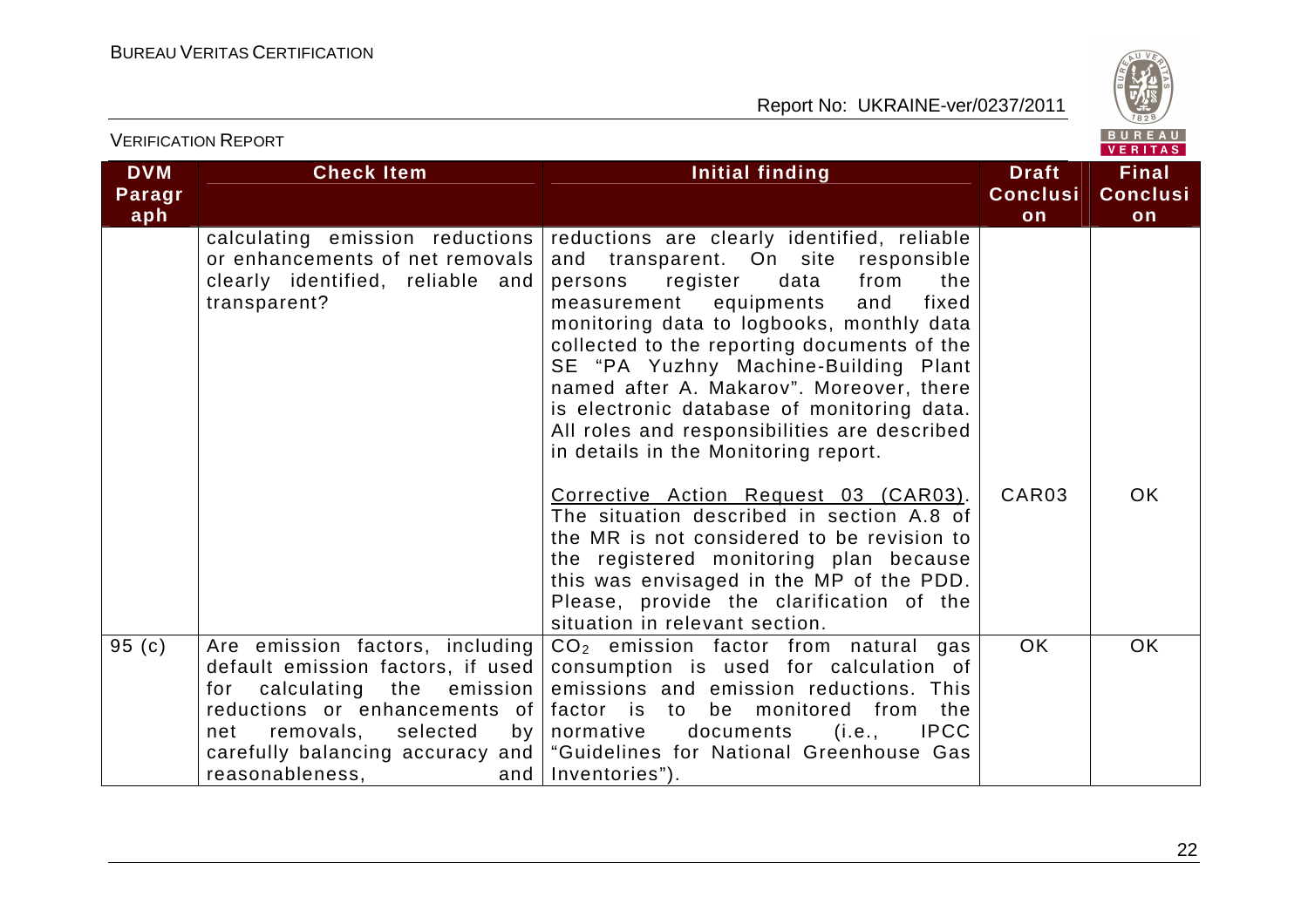| DVM Paragraph | Check Item | Initial finding | Draft Conclusion | Final Conclusion |
|---|---|---|---|---|
| | calculating emission reductions or enhancements of net removals clearly identified, reliable and transparent? | reductions are clearly identified, reliable and transparent. On site responsible persons register data from the measurement equipments and fixed monitoring data to logbooks, monthly data collected to the reporting documents of the SE "PA Yuzhny Machine-Building Plant named after A. Makarov". Moreover, there is electronic database of monitoring data. All roles and responsibilities are described in details in the Monitoring report. | | |
| | | Corrective Action Request 03 (CAR03). The situation described in section A.8 of the MR is not considered to be revision to the registered monitoring plan because this was envisaged in the MP of the PDD. Please, provide the clarification of the situation in relevant section. | CAR03 | OK |
| 95 (c) | Are emission factors, including default emission factors, if used for calculating the emission reductions or enhancements of net removals, selected by carefully balancing accuracy and reasonableness, and | $CO_2$ emission factor from natural gas consumption is used for calculation of emissions and emission reductions. This factor is to be monitored from the normative documents (i.e., IPCC "Guidelines for National Greenhouse Gas Inventories"). | OK | OK |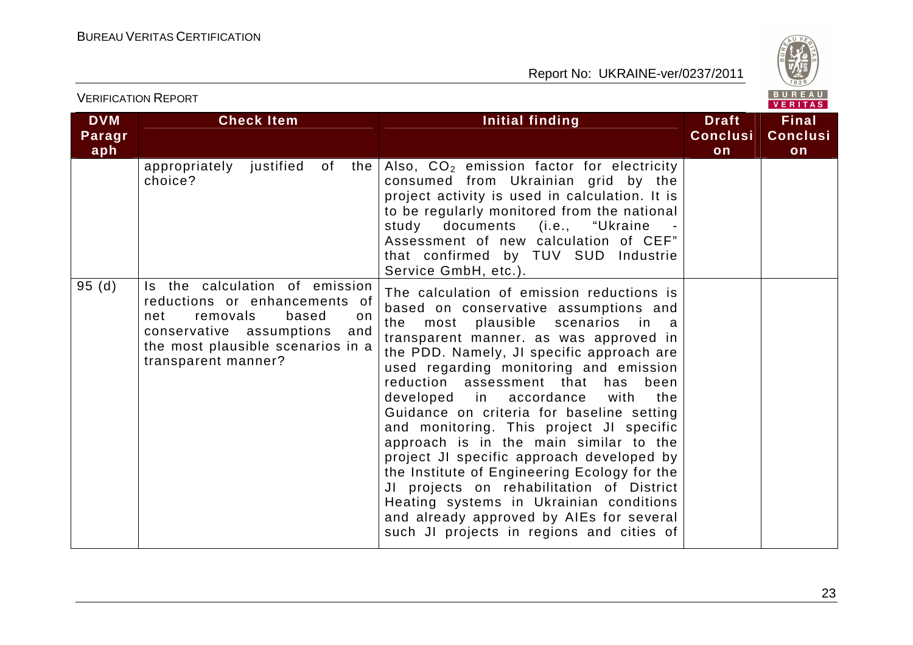| DVM Paragraph | Check Item | Initial finding | Draft Conclusion | Final Conclusion |
|---|---|---|---|---|
| | appropriately justified of the choice? | Also, $CO_2$ emission factor for electricity consumed from Ukrainian grid by the project activity is used in calculation. It is to be regularly monitored from the national study documents (i.e., "Ukraine - Assessment of new calculation of CEF" that confirmed by TUV SUD Industrie Service GmbH, etc.). | | |
| 95 (d) | Is the calculation of emission reductions or enhancements of net removals based on conservative assumptions and the most plausible scenarios in a transparent manner? | The calculation of emission reductions is based on conservative assumptions and the most plausible scenarios in a transparent manner. as was approved in the PDD. Namely, JI specific approach are used regarding monitoring and emission reduction assessment that has been developed in accordance with the Guidance on criteria for baseline setting and monitoring. This project JI specific approach is in the main similar to the project JI specific approach developed by the Institute of Engineering Ecology for the JI projects on rehabilitation of District Heating systems in Ukrainian conditions and already approved by AIEs for several such JI projects in regions and cities of | | |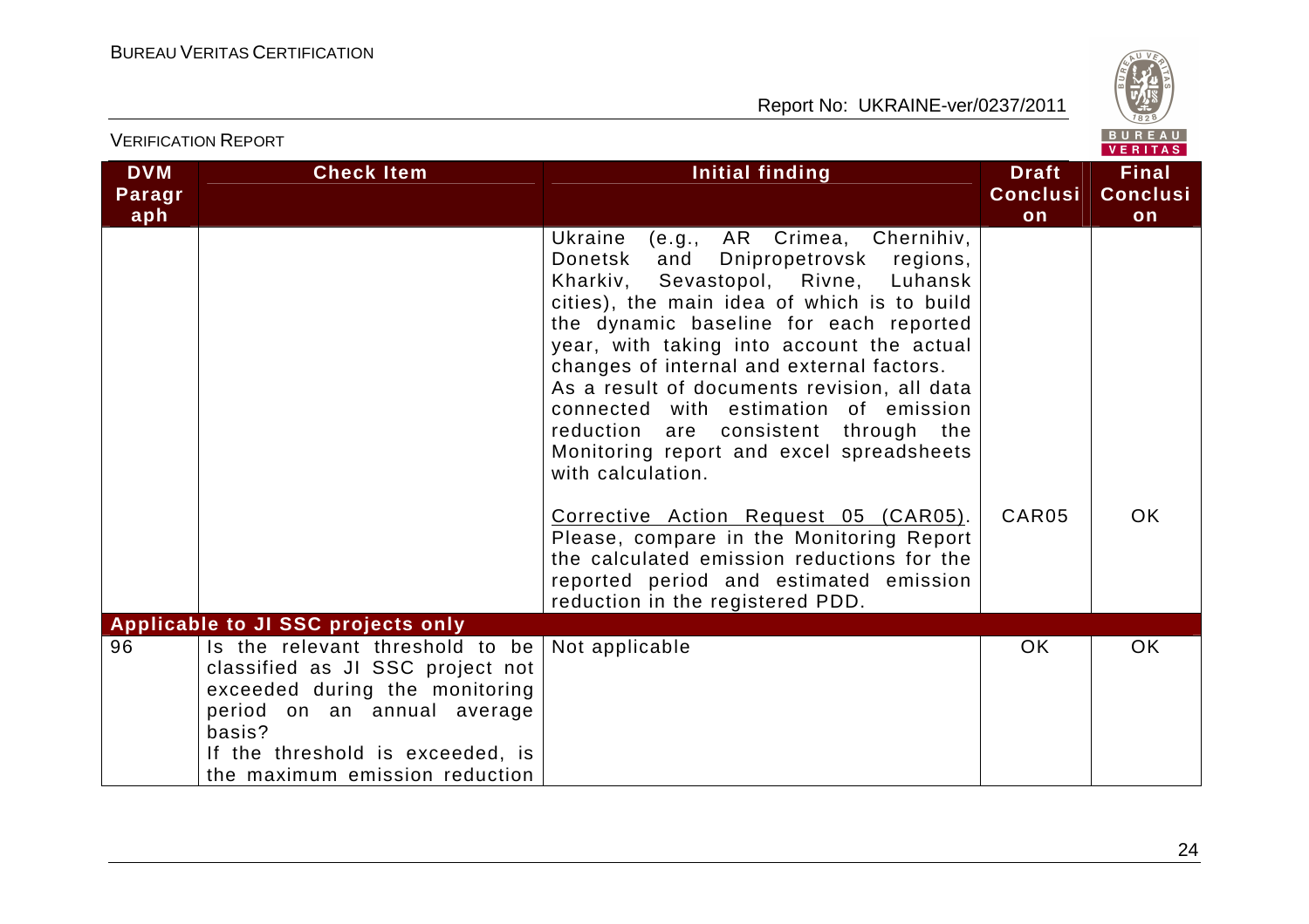| DVM Paragraph | Check Item | Initial finding | Draft Conclusion | Final Conclusion |
|---|---|---|---|---|
| | | Ukraine (e.g., AR Crimea, Chernihiv, Donetsk and Dnipropetrovsk regions, Kharkiv, Sevastopol, Rivne, Luhansk cities), the main idea of which is to build the dynamic baseline for each reported year, with taking into account the actual changes of internal and external factors.<br>As a result of documents revision, all data connected with estimation of emission reduction are consistent through the Monitoring report and excel spreadsheets with calculation.<br><br><u>Corrective Action Request 05 (CAR05)</u>.<br>Please, compare in the Monitoring Report the calculated emission reductions for the reported period and estimated emission reduction in the registered PDD. | CAR05 | OK |
| **Applicable to JI SSC projects only** | | | | |
| 96 | Is the relevant threshold to be classified as JI SSC project not exceeded during the monitoring period on an annual average basis?<br>If the threshold is exceeded, is the maximum emission reduction | Not applicable | OK | OK |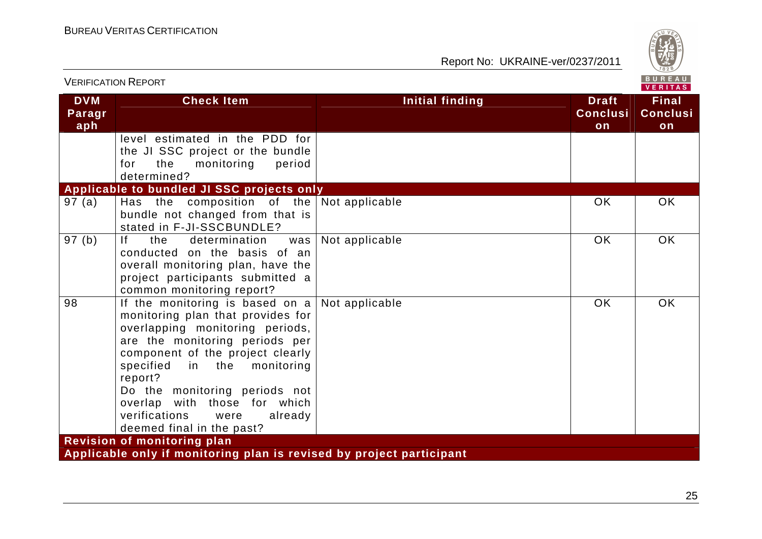| DVM Paragraph | Check Item | Initial finding | Draft Conclusion | Final Conclusion |
|---|---|---|---|---|
| | level estimated in the PDD for the JI SSC project or the bundle for the monitoring period determined? | | | |
| **Applicable to bundled JI SSC projects only** | | | | |
| 97 (a) | Has the composition of the bundle not changed from that is stated in F-JI-SSCBUNDLE? | Not applicable | OK | OK |
| 97 (b) | If the determination was conducted on the basis of an overall monitoring plan, have the project participants submitted a common monitoring report? | Not applicable | OK | OK |
| 98 | If the monitoring is based on a monitoring plan that provides for overlapping monitoring periods, are the monitoring periods per component of the project clearly specified in the monitoring report? Do the monitoring periods not overlap with those for which verifications were already deemed final in the past? | Not applicable | OK | OK |
| **Revision of monitoring plan** | | | | |
| **Applicable only if monitoring plan is revised by project participant** | | | | |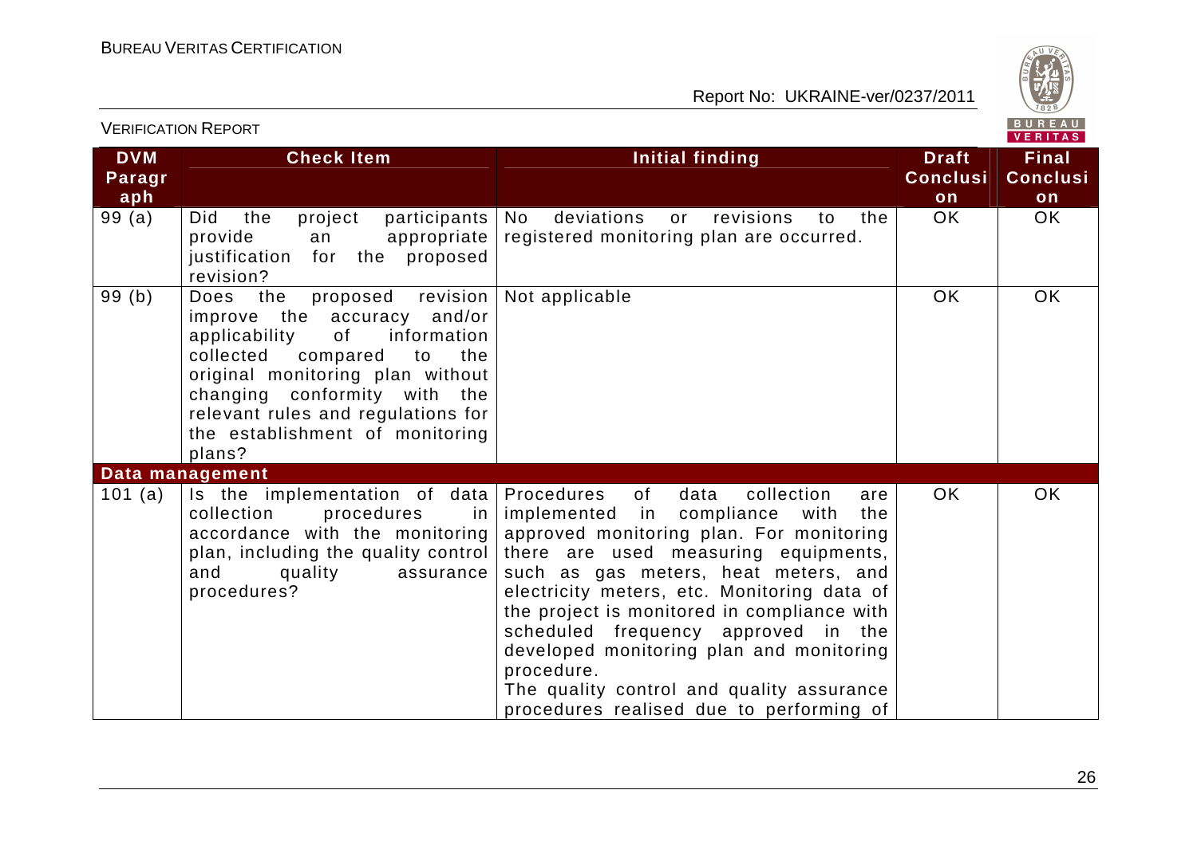| DVM Paragraph | Check Item | Initial finding | Draft Conclusion | Final Conclusion |
|---|---|---|---|---|
| 99 (a) | Did the project participants provide an appropriate justification for the proposed revision? | No deviations or revisions to the registered monitoring plan are occurred. | OK | OK |
| 99 (b) | Does the proposed revision improve the accuracy and/or applicability of information collected compared to the original monitoring plan without changing conformity with the relevant rules and regulations for the establishment of monitoring plans? | Not applicable | OK | OK |
| **Data management** | | | | |
| 101 (a) | Is the implementation of data collection procedures in accordance with the monitoring plan, including the quality control and quality assurance procedures? | Procedures of data collection are implemented in compliance with the approved monitoring plan. For monitoring there are used measuring equipments, such as gas meters, heat meters, and electricity meters, etc. Monitoring data of the project is monitored in compliance with scheduled frequency approved in the developed monitoring plan and monitoring procedure.<br>The quality control and quality assurance procedures realised due to performing of | OK | OK |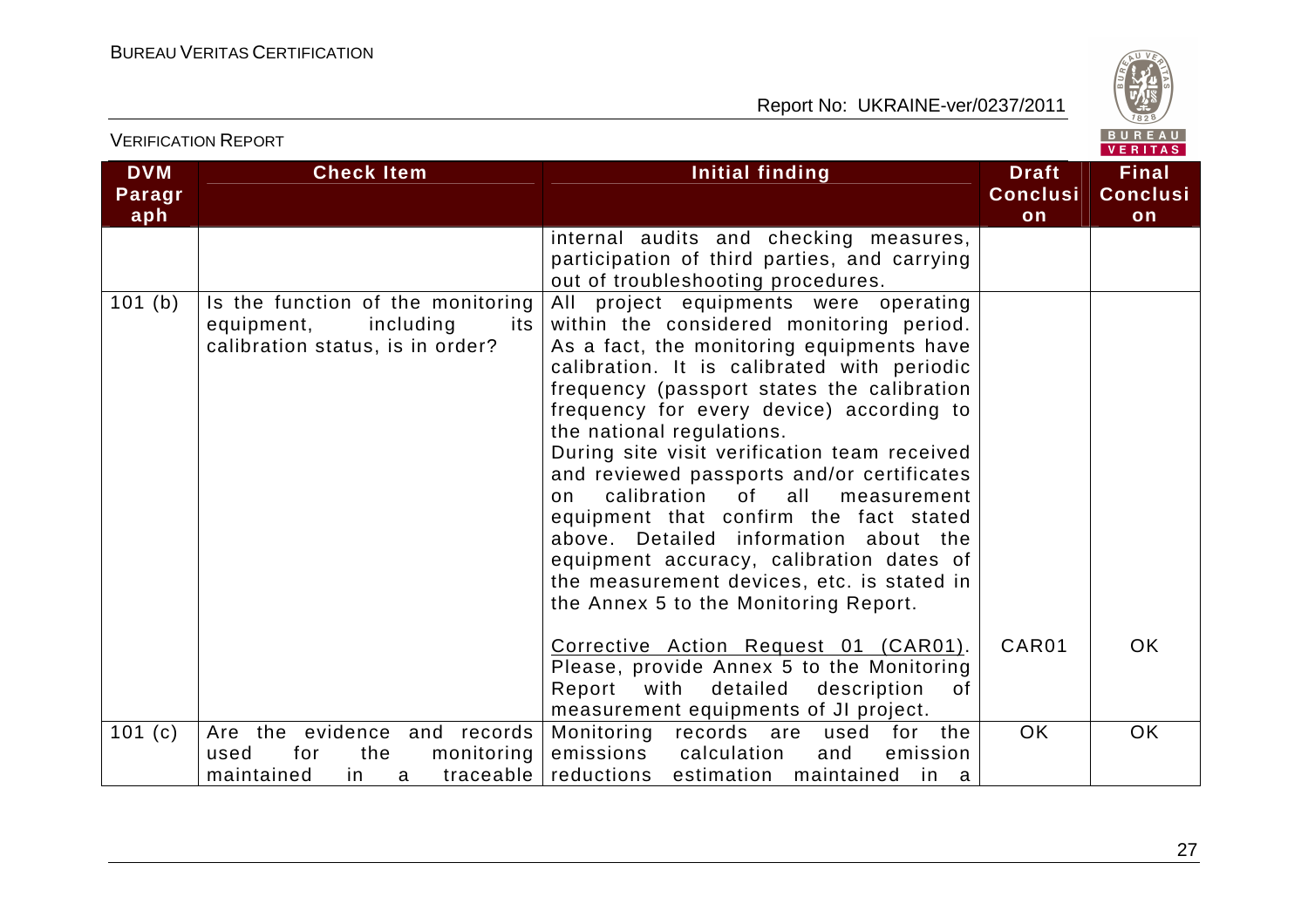| DVM Paragraph | Check Item | Initial finding | Draft Conclusion | Final Conclusion |
|---|---|---|---|---|
| | | internal audits and checking measures, participation of third parties, and carrying out of troubleshooting procedures. | | |
| 101 (b) | Is the function of the monitoring equipment, including its calibration status, is in order? | All project equipments were operating within the considered monitoring period. As a fact, the monitoring equipments have calibration. It is calibrated with periodic frequency (passport states the calibration frequency for every device) according to the national regulations.<br>During site visit verification team received and reviewed passports and/or certificates on calibration of all measurement equipment that confirm the fact stated above. Detailed information about the equipment accuracy, calibration dates of the measurement devices, etc. is stated in the Annex 5 to the Monitoring Report. | | |
| | | Corrective Action Request 01 (CAR01). Please, provide Annex 5 to the Monitoring Report with detailed description of measurement equipments of JI project. | CAR01 | OK |
| 101 (c) | Are the evidence and records used for the monitoring maintained in a traceable | Monitoring records are used for the emissions calculation and emission reductions estimation maintained in a | OK | OK |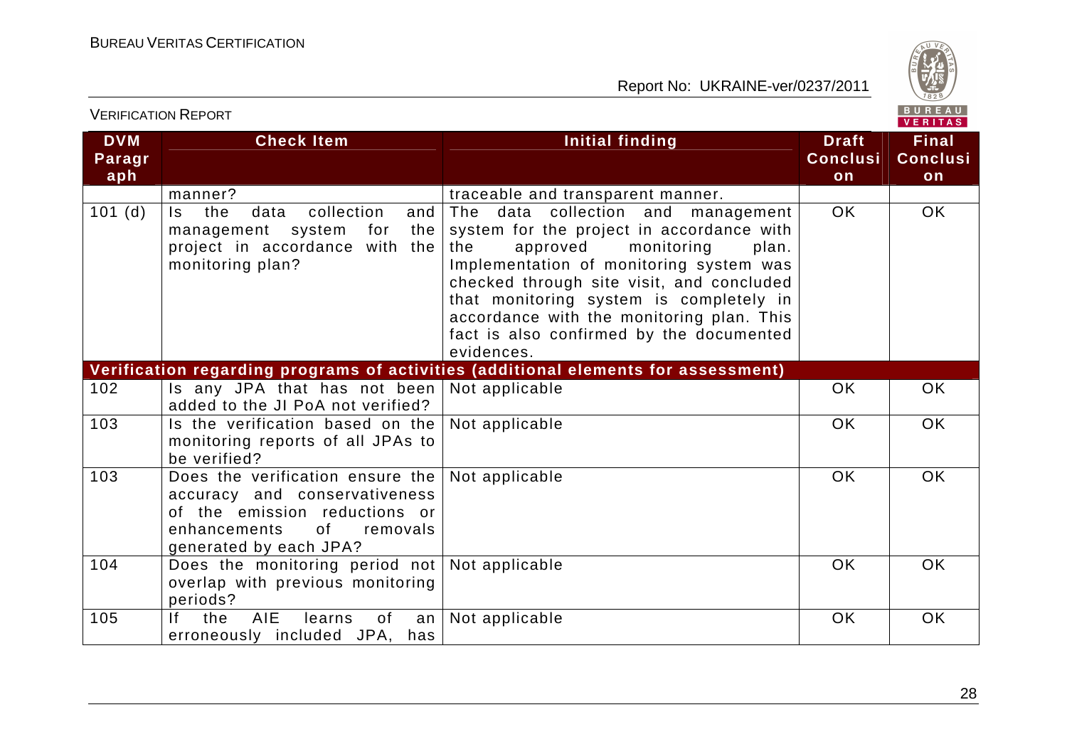| DVM Paragraph | Check Item | Initial finding | Draft Conclusion | Final Conclusion |
|---|---|---|---|---|
| | manner? | traceable and transparent manner. | | |
| 101 (d) | Is the data collection and management system for the project in accordance with the monitoring plan? | The data collection and management system for the project in accordance with the approved monitoring plan. Implementation of monitoring system was checked through site visit, and concluded that monitoring system is completely in accordance with the monitoring plan. This fact is also confirmed by the documented evidences. | OK | OK |
| **Verification regarding programs of activities (additional elements for assessment)** | | | | |
| 102 | Is any JPA that has not been added to the JI PoA not verified? | Not applicable | OK | OK |
| 103 | Is the verification based on the monitoring reports of all JPAs to be verified? | Not applicable | OK | OK |
| 103 | Does the verification ensure the accuracy and conservativeness of the emission reductions or enhancements of removals generated by each JPA? | Not applicable | OK | OK |
| 104 | Does the monitoring period not overlap with previous monitoring periods? | Not applicable | OK | OK |
| 105 | If the AIE learns of an erroneously included JPA, has | Not applicable | OK | OK |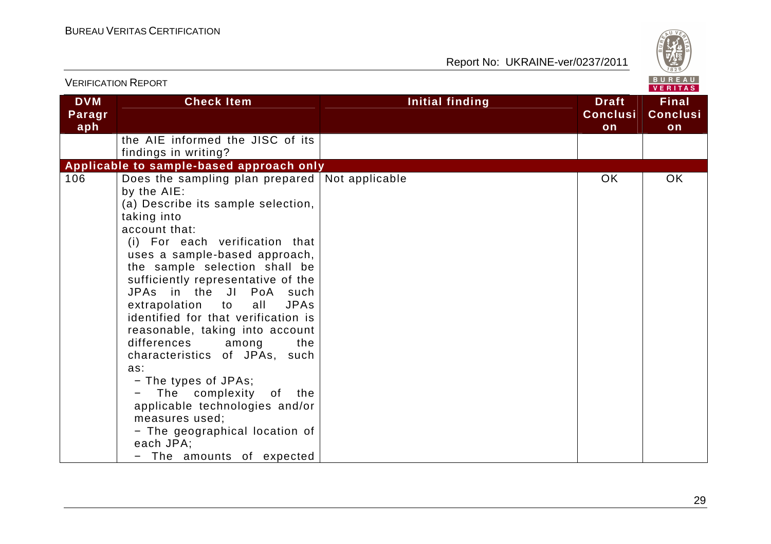| DVM Paragraph | Check Item | Initial finding | Draft Conclusion | Final Conclusion |
|---|---|---|---|---|
| | the AIE informed the JISC of its findings in writing? | | | |
| **Applicable to sample-based approach only** | | | | |
| 106 | Does the sampling plan prepared by the AIE:<br>(a) Describe its sample selection, taking into account that:<br>(i) For each verification that uses a sample-based approach, the sample selection shall be sufficiently representative of the JPAs in the JI PoA such extrapolation to all JPAs identified for that verification is reasonable, taking into account differences among the characteristics of JPAs, such as:<br>− The types of JPAs;<br>− The complexity of the applicable technologies and/or measures used;<br>− The geographical location of each JPA;<br>− The amounts of expected | Not applicable | OK | OK |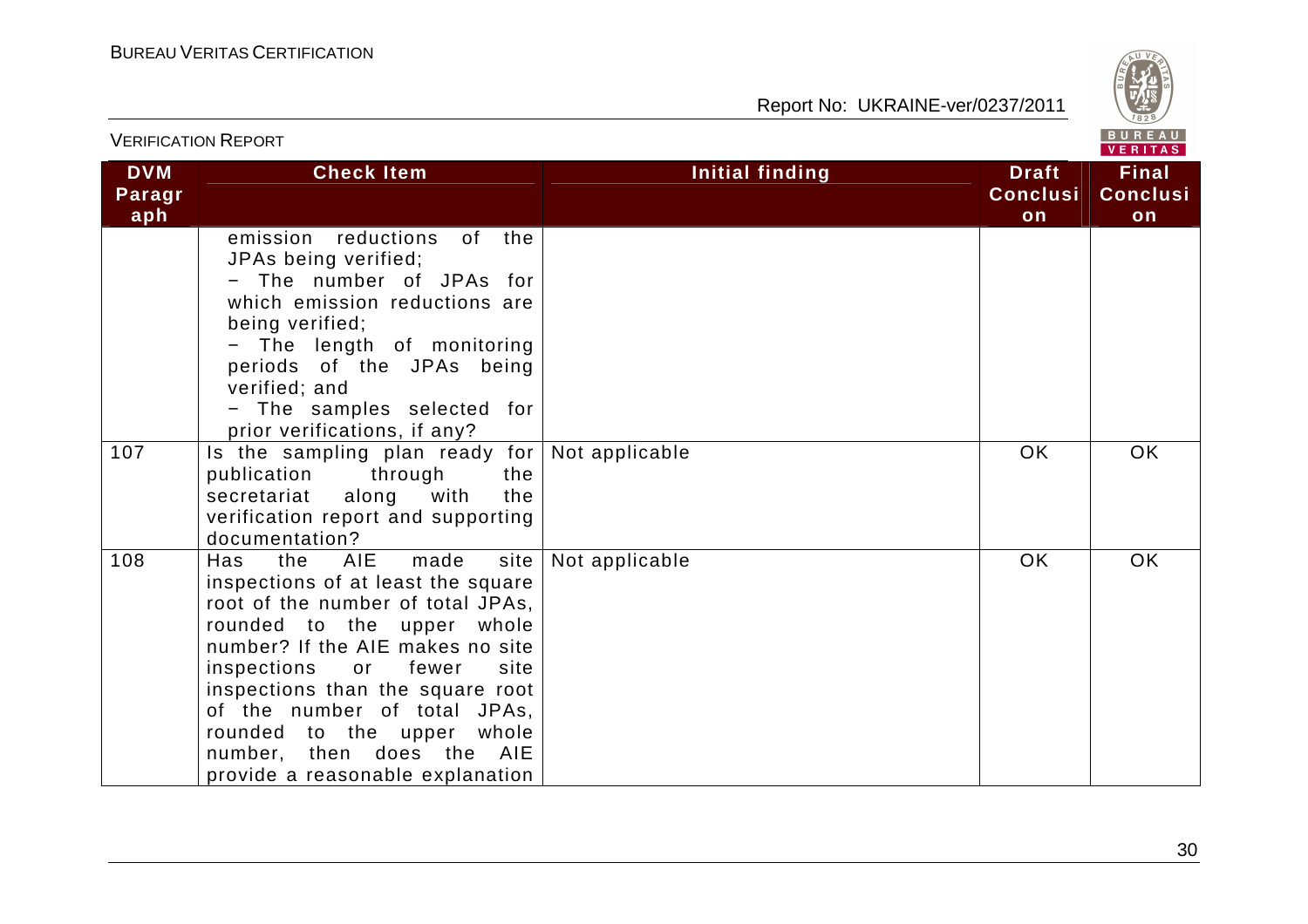| DVM Paragraph | Check Item | Initial finding | Draft Conclusion | Final Conclusion |
|---|---|---|---|---|
| | emission reductions of the JPAs being verified;<br>− The number of JPAs for which emission reductions are being verified;<br>− The length of monitoring periods of the JPAs being verified; and<br>− The samples selected for prior verifications, if any? | | | |
| 107 | Is the sampling plan ready for publication through the secretariat along with the verification report and supporting documentation? | Not applicable | OK | OK |
| 108 | Has the AIE made site inspections of at least the square root of the number of total JPAs, rounded to the upper whole number? If the AIE makes no site inspections or fewer site inspections than the square root of the number of total JPAs, rounded to the upper whole number, then does the AIE provide a reasonable explanation | Not applicable | OK | OK |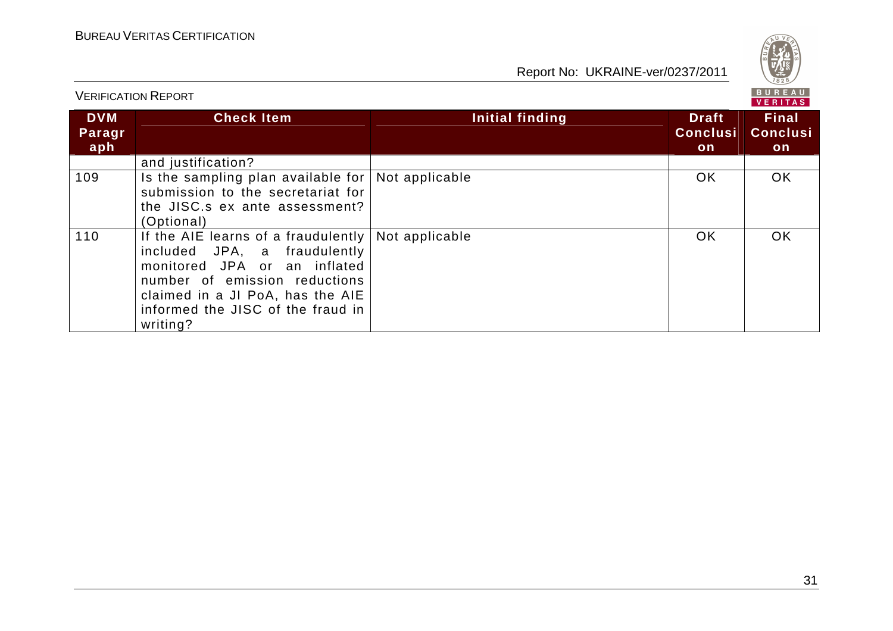| DVM Paragraph | Check Item | Initial finding | Draft Conclusion | Final Conclusion |
|---|---|---|---|---|
| | and justification? | | | |
| 109 | Is the sampling plan available for submission to the secretariat for the JISC.s ex ante assessment? (Optional) | Not applicable | OK | OK |
| 110 | If the AIE learns of a fraudulently included JPA, a fraudulently monitored JPA or an inflated number of emission reductions claimed in a JI PoA, has the AIE informed the JISC of the fraud in writing? | Not applicable | OK | OK |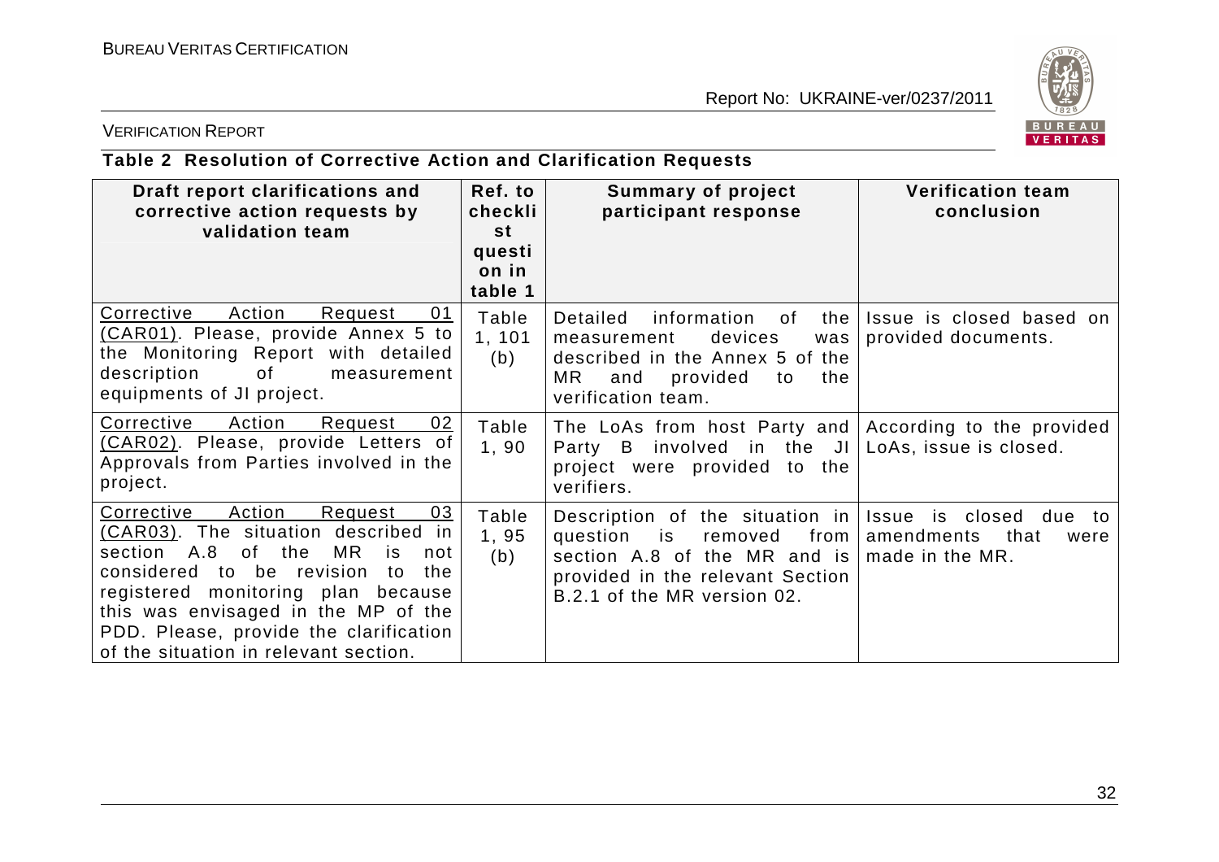**Table 2 Resolution of Corrective Action and Clarification Requests**

| Draft report clarifications and corrective action requests by validation team | Ref. to checklist question in table 1 | Summary of project participant response | Verification team conclusion |
|---|---|---|---|
| Corrective Action Request 01 (CAR01). Please, provide Annex 5 to the Monitoring Report with detailed description of measurement equipments of JI project. | Table 1, 101 (b) | Detailed information of the measurement devices was described in the Annex 5 of the MR and provided to the verification team. | Issue is closed based on provided documents. |
| Corrective Action Request 02 (CAR02). Please, provide Letters of Approvals from Parties involved in the project. | Table 1, 90 | The LoAs from host Party and Party B involved in the JI project were provided to the verifiers. | According to the provided LoAs, issue is closed. |
| Corrective Action Request 03 (CAR03). The situation described in section A.8 of the MR is not considered to be revision to the registered monitoring plan because this was envisaged in the MP of the PDD. Please, provide the clarification of the situation in relevant section. | Table 1, 95 (b) | Description of the situation in question is removed from section A.8 of the MR and is provided in the relevant Section B.2.1 of the MR version 02. | Issue is closed due to amendments that were made in the MR. |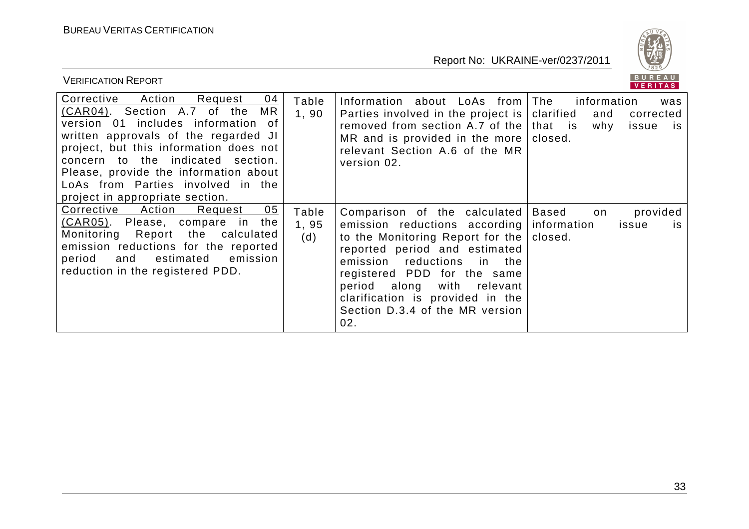| | | | |
|---|---|---|---|
| Corrective Action Request 04 (CAR04). Section A.7 of the MR version 01 includes information of written approvals of the regarded JI project, but this information does not concern to the indicated section. Please, provide the information about LoAs from Parties involved in the project in appropriate section. | Table 1, 90 | Information about LoAs from Parties involved in the project is removed from section A.7 of the MR and is provided in the more relevant Section A.6 of the MR version 02. | The information was clarified and corrected that is why issue is closed. |
| Corrective Action Request 05 (CAR05). Please, compare in the Monitoring Report the calculated emission reductions for the reported period and estimated emission reduction in the registered PDD. | Table 1, 95 (d) | Comparison of the calculated emission reductions according to the Monitoring Report for the reported period and estimated emission reductions in the registered PDD for the same period along with relevant clarification is provided in the Section D.3.4 of the MR version 02. | Based on provided information issue is closed. |